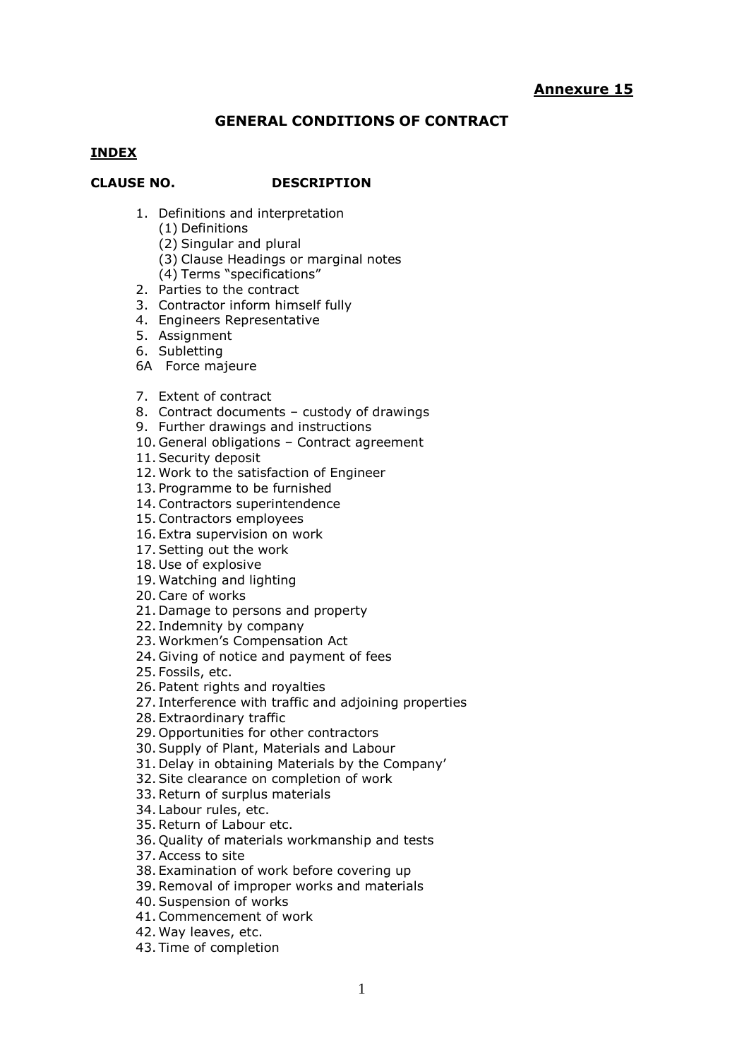**<u>Annexure 15</u>**

# GENERAL CONDITIONS OF CONTRACT

**<u>INDEX</u>**

**CLAUSE NO. DESCRIPTION**

1. Definitions and interpretation
   (1) Definitions
   (2) Singular and plural
   (3) Clause Headings or marginal notes
   (4) Terms "specifications"
2. Parties to the contract
3. Contractor inform himself fully
4. Engineers Representative
5. Assignment
6. Subletting

6A Force majeure

7. Extent of contract
8. Contract documents – custody of drawings
9. Further drawings and instructions
10. General obligations – Contract agreement
11. Security deposit
12. Work to the satisfaction of Engineer
13. Programme to be furnished
14. Contractors superintendence
15. Contractors employees
16. Extra supervision on work
17. Setting out the work
18. Use of explosive
19. Watching and lighting
20. Care of works
21. Damage to persons and property
22. Indemnity by company
23. Workmen's Compensation Act
24. Giving of notice and payment of fees
25. Fossils, etc.
26. Patent rights and royalties
27. Interference with traffic and adjoining properties
28. Extraordinary traffic
29. Opportunities for other contractors
30. Supply of Plant, Materials and Labour
31. Delay in obtaining Materials by the Company'
32. Site clearance on completion of work
33. Return of surplus materials
34. Labour rules, etc.
35. Return of Labour etc.
36. Quality of materials workmanship and tests
37. Access to site
38. Examination of work before covering up
39. Removal of improper works and materials
40. Suspension of works
41. Commencement of work
42. Way leaves, etc.
43. Time of completion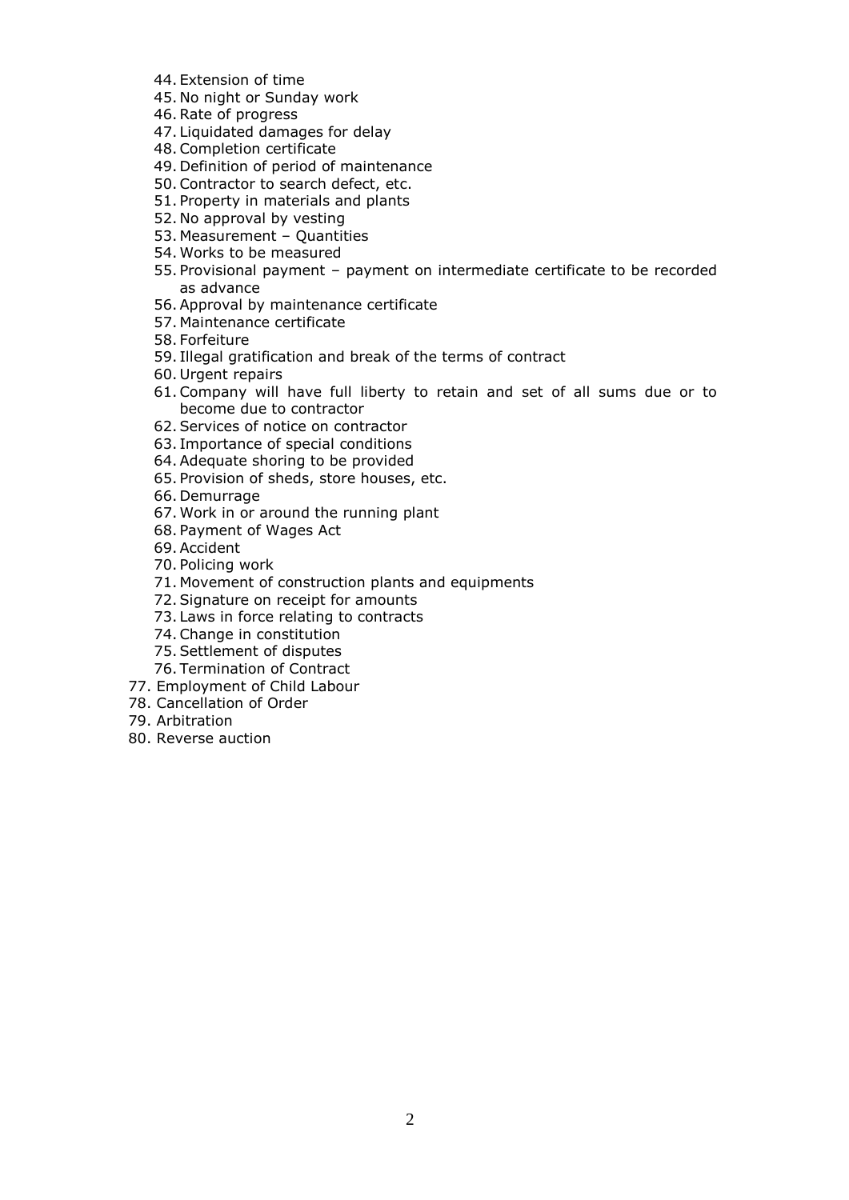44. Extension of time
45. No night or Sunday work
46. Rate of progress
47. Liquidated damages for delay
48. Completion certificate
49. Definition of period of maintenance
50. Contractor to search defect, etc.
51. Property in materials and plants
52. No approval by vesting
53. Measurement – Quantities
54. Works to be measured
55. Provisional payment – payment on intermediate certificate to be recorded as advance
56. Approval by maintenance certificate
57. Maintenance certificate
58. Forfeiture
59. Illegal gratification and break of the terms of contract
60. Urgent repairs
61. Company will have full liberty to retain and set of all sums due or to become due to contractor
62. Services of notice on contractor
63. Importance of special conditions
64. Adequate shoring to be provided
65. Provision of sheds, store houses, etc.
66. Demurrage
67. Work in or around the running plant
68. Payment of Wages Act
69. Accident
70. Policing work
71. Movement of construction plants and equipments
72. Signature on receipt for amounts
73. Laws in force relating to contracts
74. Change in constitution
75. Settlement of disputes
76. Termination of Contract
77. Employment of Child Labour
78. Cancellation of Order
79. Arbitration
80. Reverse auction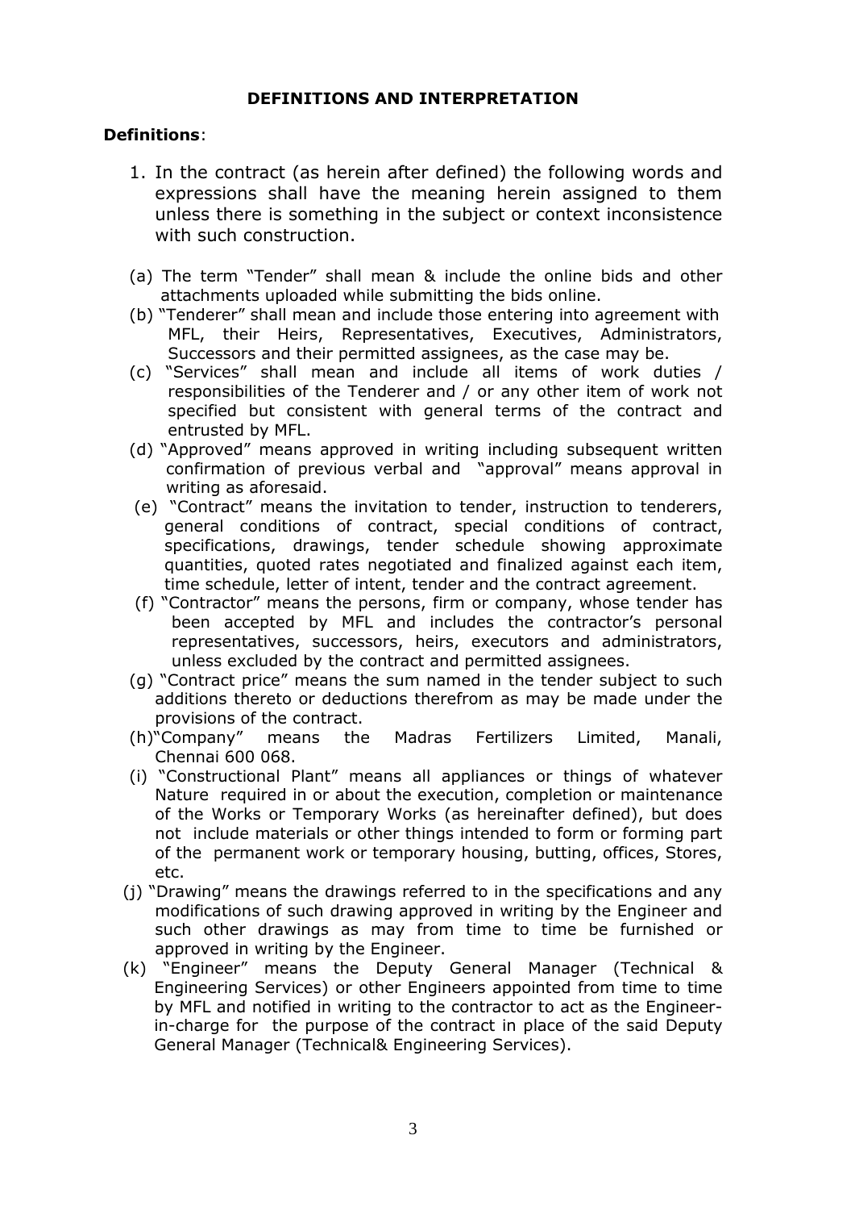## DEFINITIONS AND INTERPRETATION

**Definitions**:

1. In the contract (as herein after defined) the following words and expressions shall have the meaning herein assigned to them unless there is something in the subject or context inconsistence with such construction.

(a) The term "Tender" shall mean & include the online bids and other attachments uploaded while submitting the bids online.

(b) "Tenderer" shall mean and include those entering into agreement with MFL, their Heirs, Representatives, Executives, Administrators, Successors and their permitted assignees, as the case may be.

(c) "Services" shall mean and include all items of work duties / responsibilities of the Tenderer and / or any other item of work not specified but consistent with general terms of the contract and entrusted by MFL.

(d) "Approved" means approved in writing including subsequent written confirmation of previous verbal and "approval" means approval in writing as aforesaid.

(e) "Contract" means the invitation to tender, instruction to tenderers, general conditions of contract, special conditions of contract, specifications, drawings, tender schedule showing approximate quantities, quoted rates negotiated and finalized against each item, time schedule, letter of intent, tender and the contract agreement.

(f) "Contractor" means the persons, firm or company, whose tender has been accepted by MFL and includes the contractor's personal representatives, successors, heirs, executors and administrators, unless excluded by the contract and permitted assignees.

(g) "Contract price" means the sum named in the tender subject to such additions thereto or deductions therefrom as may be made under the provisions of the contract.

(h) "Company" means the Madras Fertilizers Limited, Manali, Chennai 600 068.

(i) "Constructional Plant" means all appliances or things of whatever Nature required in or about the execution, completion or maintenance of the Works or Temporary Works (as hereinafter defined), but does not include materials or other things intended to form or forming part of the permanent work or temporary housing, butting, offices, Stores, etc.

(j) "Drawing" means the drawings referred to in the specifications and any modifications of such drawing approved in writing by the Engineer and such other drawings as may from time to time be furnished or approved in writing by the Engineer.

(k) "Engineer" means the Deputy General Manager (Technical & Engineering Services) or other Engineers appointed from time to time by MFL and notified in writing to the contractor to act as the Engineer-in-charge for the purpose of the contract in place of the said Deputy General Manager (Technical& Engineering Services).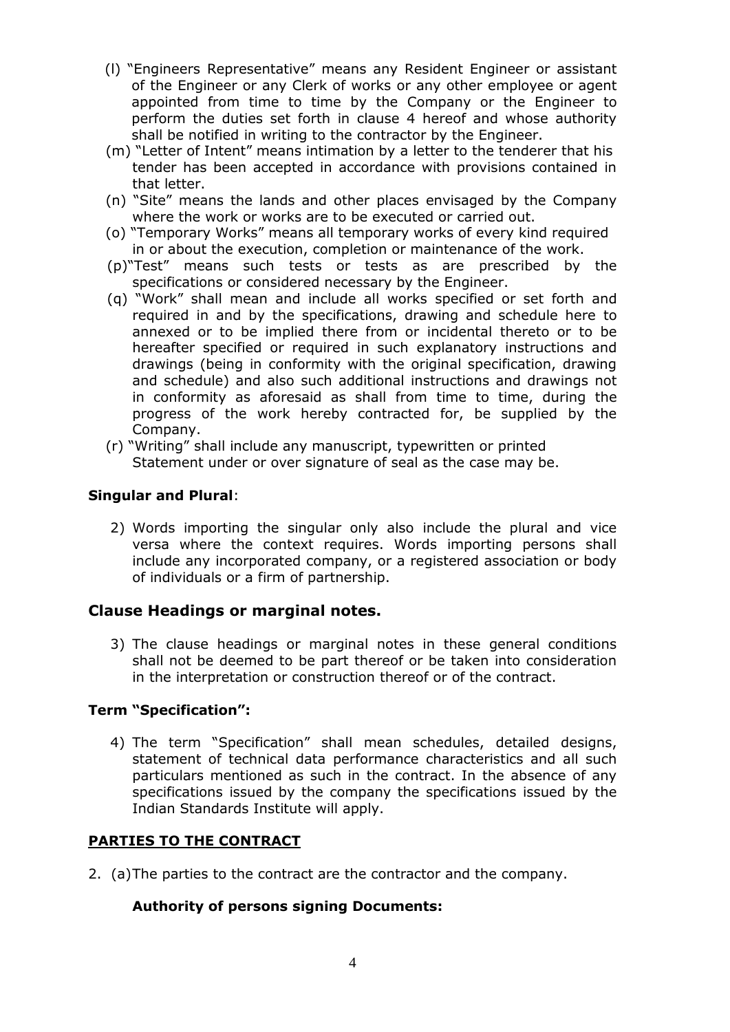(l) "Engineers Representative" means any Resident Engineer or assistant of the Engineer or any Clerk of works or any other employee or agent appointed from time to time by the Company or the Engineer to perform the duties set forth in clause 4 hereof and whose authority shall be notified in writing to the contractor by the Engineer.

(m) "Letter of Intent" means intimation by a letter to the tenderer that his tender has been accepted in accordance with provisions contained in that letter.

(n) "Site" means the lands and other places envisaged by the Company where the work or works are to be executed or carried out.

(o) "Temporary Works" means all temporary works of every kind required in or about the execution, completion or maintenance of the work.

(p) "Test" means such tests or tests as are prescribed by the specifications or considered necessary by the Engineer.

(q) "Work" shall mean and include all works specified or set forth and required in and by the specifications, drawing and schedule here to annexed or to be implied there from or incidental thereto or to be hereafter specified or required in such explanatory instructions and drawings (being in conformity with the original specification, drawing and schedule) and also such additional instructions and drawings not in conformity as aforesaid as shall from time to time, during the progress of the work hereby contracted for, be supplied by the Company.

(r) "Writing" shall include any manuscript, typewritten or printed Statement under or over signature of seal as the case may be.

**Singular and Plural**:

2) Words importing the singular only also include the plural and vice versa where the context requires. Words importing persons shall include any incorporated company, or a registered association or body of individuals or a firm of partnership.

### Clause Headings or marginal notes.

3) The clause headings or marginal notes in these general conditions shall not be deemed to be part thereof or be taken into consideration in the interpretation or construction thereof or of the contract.

**Term "Specification":**

4) The term "Specification" shall mean schedules, detailed designs, statement of technical data performance characteristics and all such particulars mentioned as such in the contract. In the absence of any specifications issued by the company the specifications issued by the Indian Standards Institute will apply.

**PARTIES TO THE CONTRACT**

2. (a) The parties to the contract are the contractor and the company.

**Authority of persons signing Documents:**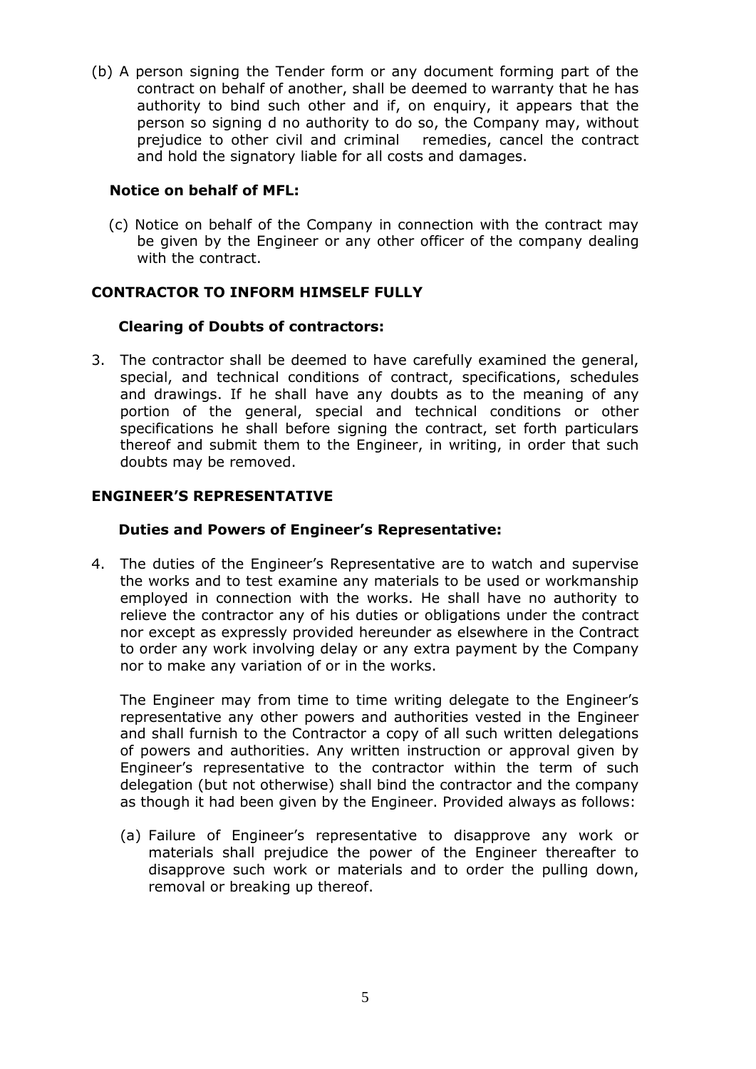(b) A person signing the Tender form or any document forming part of the contract on behalf of another, shall be deemed to warranty that he has authority to bind such other and if, on enquiry, it appears that the person so signing d no authority to do so, the Company may, without prejudice to other civil and criminal remedies, cancel the contract and hold the signatory liable for all costs and damages.

**Notice on behalf of MFL:**

(c) Notice on behalf of the Company in connection with the contract may be given by the Engineer or any other officer of the company dealing with the contract.

**CONTRACTOR TO INFORM HIMSELF FULLY**

**Clearing of Doubts of contractors:**

3. The contractor shall be deemed to have carefully examined the general, special, and technical conditions of contract, specifications, schedules and drawings. If he shall have any doubts as to the meaning of any portion of the general, special and technical conditions or other specifications he shall before signing the contract, set forth particulars thereof and submit them to the Engineer, in writing, in order that such doubts may be removed.

**ENGINEER'S REPRESENTATIVE**

**Duties and Powers of Engineer's Representative:**

4. The duties of the Engineer's Representative are to watch and supervise the works and to test examine any materials to be used or workmanship employed in connection with the works. He shall have no authority to relieve the contractor any of his duties or obligations under the contract nor except as expressly provided hereunder as elsewhere in the Contract to order any work involving delay or any extra payment by the Company nor to make any variation of or in the works.

   The Engineer may from time to time writing delegate to the Engineer's representative any other powers and authorities vested in the Engineer and shall furnish to the Contractor a copy of all such written delegations of powers and authorities. Any written instruction or approval given by Engineer's representative to the contractor within the term of such delegation (but not otherwise) shall bind the contractor and the company as though it had been given by the Engineer. Provided always as follows:

   (a) Failure of Engineer's representative to disapprove any work or materials shall prejudice the power of the Engineer thereafter to disapprove such work or materials and to order the pulling down, removal or breaking up thereof.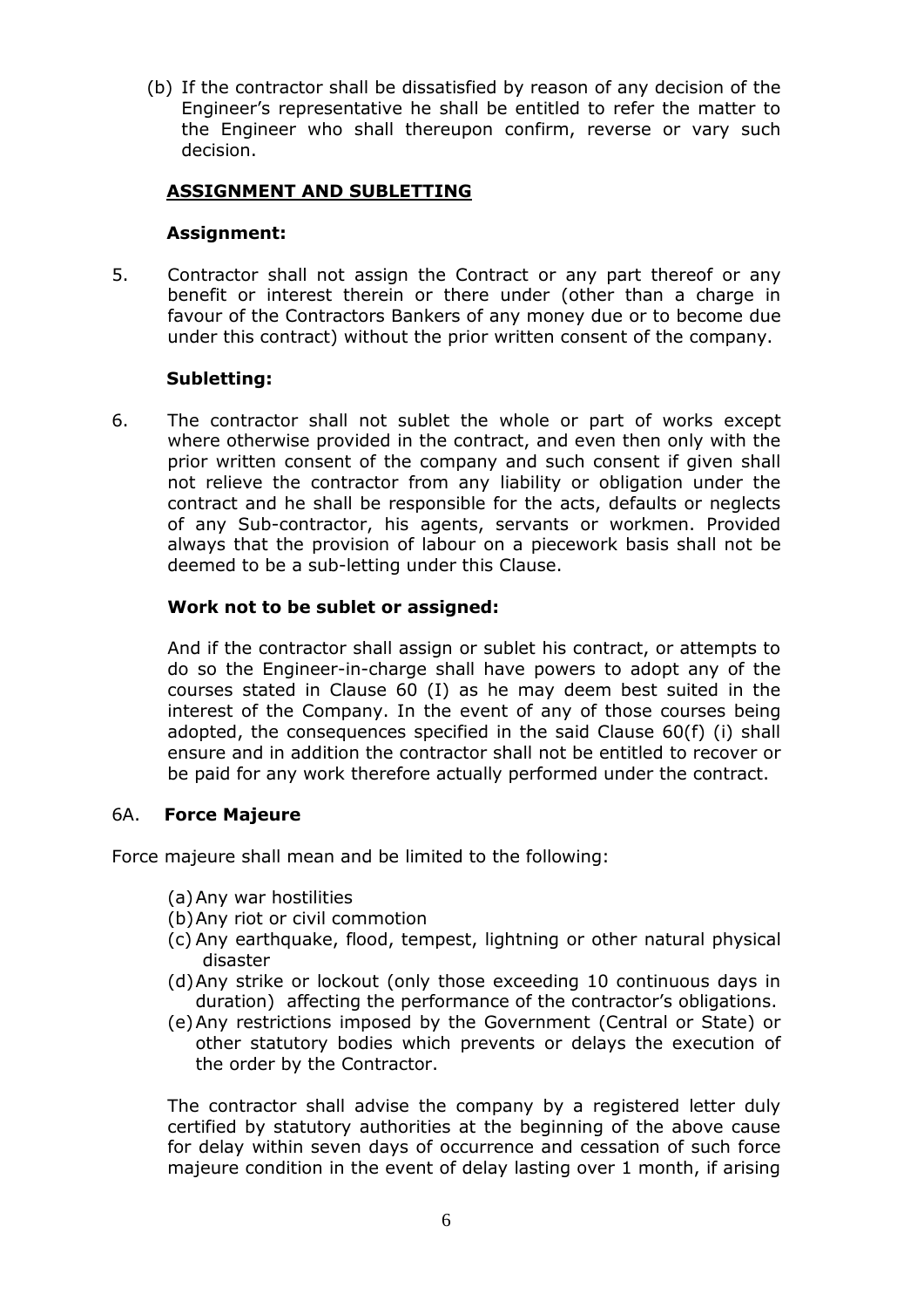(b) If the contractor shall be dissatisfied by reason of any decision of the Engineer's representative he shall be entitled to refer the matter to the Engineer who shall thereupon confirm, reverse or vary such decision.

## ASSIGNMENT AND SUBLETTING

### Assignment:

5. Contractor shall not assign the Contract or any part thereof or any benefit or interest therein or there under (other than a charge in favour of the Contractors Bankers of any money due or to become due under this contract) without the prior written consent of the company.

### Subletting:

6. The contractor shall not sublet the whole or part of works except where otherwise provided in the contract, and even then only with the prior written consent of the company and such consent if given shall not relieve the contractor from any liability or obligation under the contract and he shall be responsible for the acts, defaults or neglects of any Sub-contractor, his agents, servants or workmen. Provided always that the provision of labour on a piecework basis shall not be deemed to be a sub-letting under this Clause.

### Work not to be sublet or assigned:

And if the contractor shall assign or sublet his contract, or attempts to do so the Engineer-in-charge shall have powers to adopt any of the courses stated in Clause 60 (I) as he may deem best suited in the interest of the Company. In the event of any of those courses being adopted, the consequences specified in the said Clause 60(f) (i) shall ensure and in addition the contractor shall not be entitled to recover or be paid for any work therefore actually performed under the contract.

## 6A. **Force Majeure**

Force majeure shall mean and be limited to the following:

(a) Any war hostilities
(b) Any riot or civil commotion
(c) Any earthquake, flood, tempest, lightning or other natural physical disaster
(d) Any strike or lockout (only those exceeding 10 continuous days in duration) affecting the performance of the contractor's obligations.
(e) Any restrictions imposed by the Government (Central or State) or other statutory bodies which prevents or delays the execution of the order by the Contractor.

The contractor shall advise the company by a registered letter duly certified by statutory authorities at the beginning of the above cause for delay within seven days of occurrence and cessation of such force majeure condition in the event of delay lasting over 1 month, if arising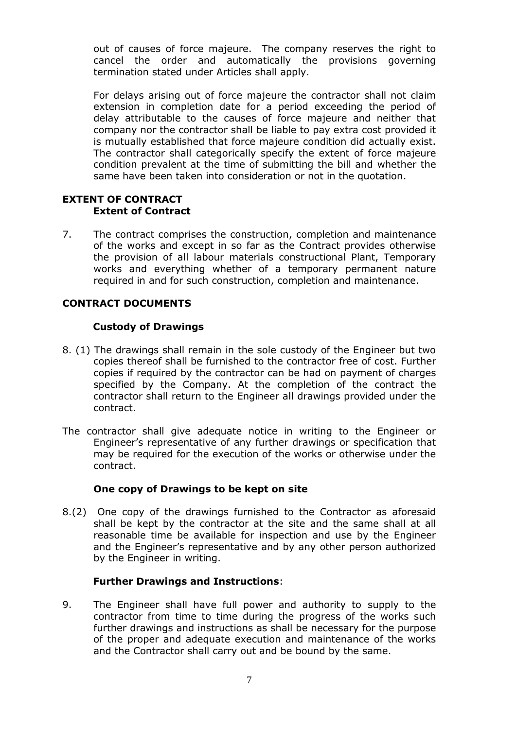out of causes of force majeure. The company reserves the right to cancel the order and automatically the provisions governing termination stated under Articles shall apply.

For delays arising out of force majeure the contractor shall not claim extension in completion date for a period exceeding the period of delay attributable to the causes of force majeure and neither that company nor the contractor shall be liable to pay extra cost provided it is mutually established that force majeure condition did actually exist. The contractor shall categorically specify the extent of force majeure condition prevalent at the time of submitting the bill and whether the same have been taken into consideration or not in the quotation.

## EXTENT OF CONTRACT

**Extent of Contract**

7. The contract comprises the construction, completion and maintenance of the works and except in so far as the Contract provides otherwise the provision of all labour materials constructional Plant, Temporary works and everything whether of a temporary permanent nature required in and for such construction, completion and maintenance.

## CONTRACT DOCUMENTS

**Custody of Drawings**

8. (1) The drawings shall remain in the sole custody of the Engineer but two copies thereof shall be furnished to the contractor free of cost. Further copies if required by the contractor can be had on payment of charges specified by the Company. At the completion of the contract the contractor shall return to the Engineer all drawings provided under the contract.

The contractor shall give adequate notice in writing to the Engineer or Engineer's representative of any further drawings or specification that may be required for the execution of the works or otherwise under the contract.

**One copy of Drawings to be kept on site**

8.(2) One copy of the drawings furnished to the Contractor as aforesaid shall be kept by the contractor at the site and the same shall at all reasonable time be available for inspection and use by the Engineer and the Engineer's representative and by any other person authorized by the Engineer in writing.

**Further Drawings and Instructions**:

9. The Engineer shall have full power and authority to supply to the contractor from time to time during the progress of the works such further drawings and instructions as shall be necessary for the purpose of the proper and adequate execution and maintenance of the works and the Contractor shall carry out and be bound by the same.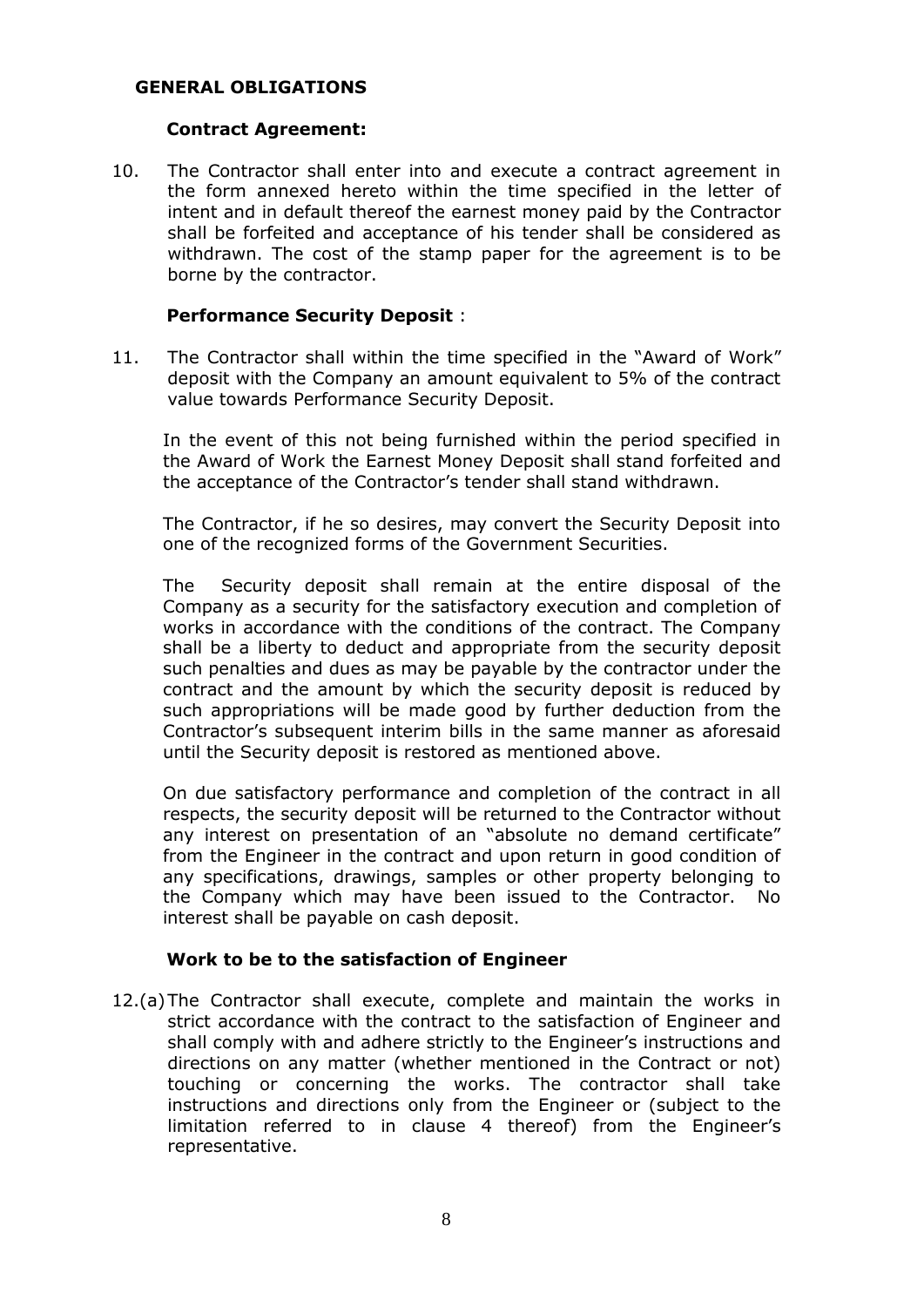## GENERAL OBLIGATIONS

### Contract Agreement:

10. The Contractor shall enter into and execute a contract agreement in the form annexed hereto within the time specified in the letter of intent and in default thereof the earnest money paid by the Contractor shall be forfeited and acceptance of his tender shall be considered as withdrawn. The cost of the stamp paper for the agreement is to be borne by the contractor.

### Performance Security Deposit :

11. The Contractor shall within the time specified in the "Award of Work" deposit with the Company an amount equivalent to 5% of the contract value towards Performance Security Deposit.

    In the event of this not being furnished within the period specified in the Award of Work the Earnest Money Deposit shall stand forfeited and the acceptance of the Contractor's tender shall stand withdrawn.

    The Contractor, if he so desires, may convert the Security Deposit into one of the recognized forms of the Government Securities.

    The Security deposit shall remain at the entire disposal of the Company as a security for the satisfactory execution and completion of works in accordance with the conditions of the contract. The Company shall be a liberty to deduct and appropriate from the security deposit such penalties and dues as may be payable by the contractor under the contract and the amount by which the security deposit is reduced by such appropriations will be made good by further deduction from the Contractor's subsequent interim bills in the same manner as aforesaid until the Security deposit is restored as mentioned above.

    On due satisfactory performance and completion of the contract in all respects, the security deposit will be returned to the Contractor without any interest on presentation of an "absolute no demand certificate" from the Engineer in the contract and upon return in good condition of any specifications, drawings, samples or other property belonging to the Company which may have been issued to the Contractor. No interest shall be payable on cash deposit.

### Work to be to the satisfaction of Engineer

12.(a) The Contractor shall execute, complete and maintain the works in strict accordance with the contract to the satisfaction of Engineer and shall comply with and adhere strictly to the Engineer's instructions and directions on any matter (whether mentioned in the Contract or not) touching or concerning the works. The contractor shall take instructions and directions only from the Engineer or (subject to the limitation referred to in clause 4 thereof) from the Engineer's representative.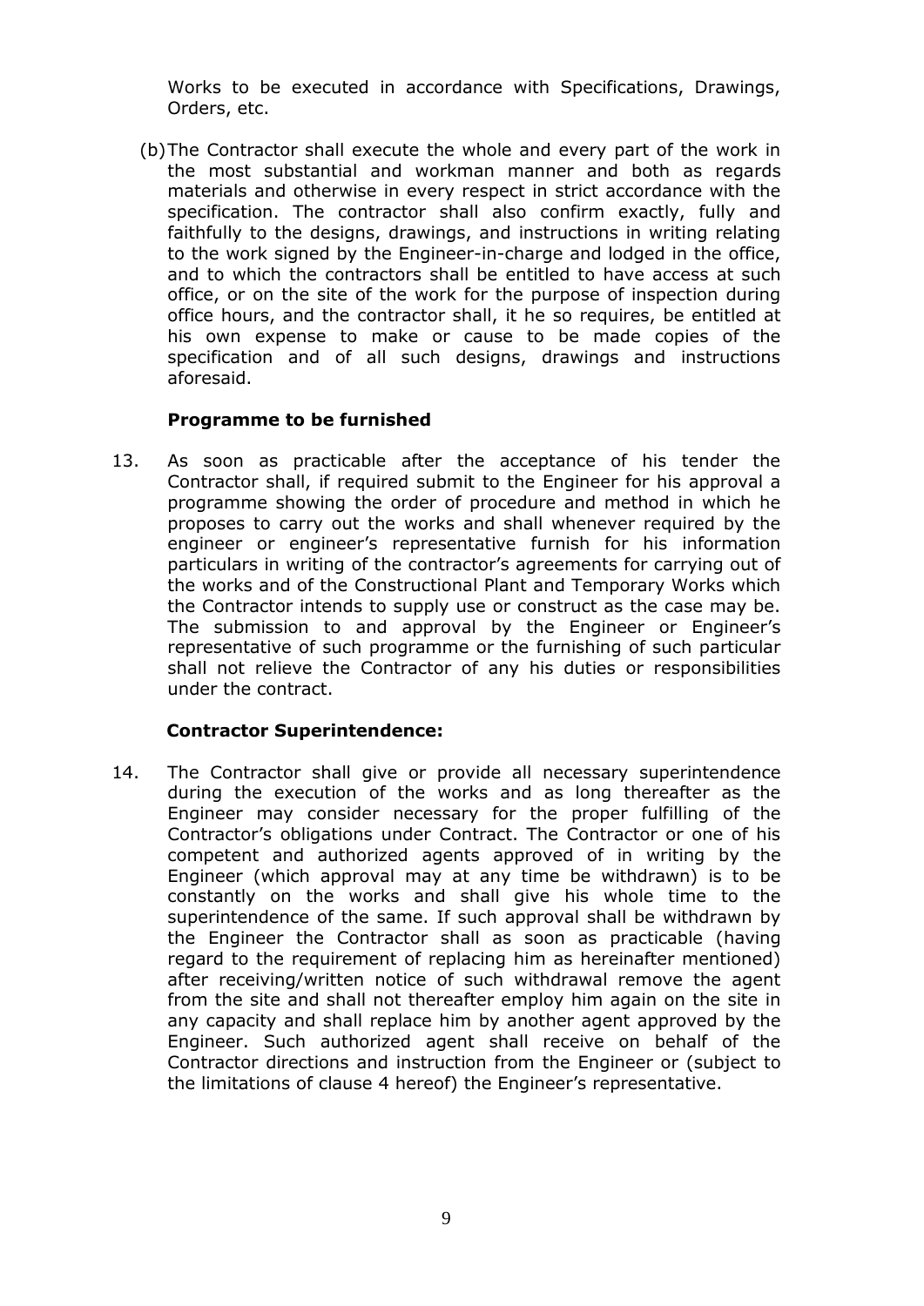Works to be executed in accordance with Specifications, Drawings, Orders, etc.

(b) The Contractor shall execute the whole and every part of the work in the most substantial and workman manner and both as regards materials and otherwise in every respect in strict accordance with the specification. The contractor shall also confirm exactly, fully and faithfully to the designs, drawings, and instructions in writing relating to the work signed by the Engineer-in-charge and lodged in the office, and to which the contractors shall be entitled to have access at such office, or on the site of the work for the purpose of inspection during office hours, and the contractor shall, it he so requires, be entitled at his own expense to make or cause to be made copies of the specification and of all such designs, drawings and instructions aforesaid.

**Programme to be furnished**

13. As soon as practicable after the acceptance of his tender the Contractor shall, if required submit to the Engineer for his approval a programme showing the order of procedure and method in which he proposes to carry out the works and shall whenever required by the engineer or engineer's representative furnish for his information particulars in writing of the contractor's agreements for carrying out of the works and of the Constructional Plant and Temporary Works which the Contractor intends to supply use or construct as the case may be. The submission to and approval by the Engineer or Engineer's representative of such programme or the furnishing of such particular shall not relieve the Contractor of any his duties or responsibilities under the contract.

**Contractor Superintendence:**

14. The Contractor shall give or provide all necessary superintendence during the execution of the works and as long thereafter as the Engineer may consider necessary for the proper fulfilling of the Contractor's obligations under Contract. The Contractor or one of his competent and authorized agents approved of in writing by the Engineer (which approval may at any time be withdrawn) is to be constantly on the works and shall give his whole time to the superintendence of the same. If such approval shall be withdrawn by the Engineer the Contractor shall as soon as practicable (having regard to the requirement of replacing him as hereinafter mentioned) after receiving/written notice of such withdrawal remove the agent from the site and shall not thereafter employ him again on the site in any capacity and shall replace him by another agent approved by the Engineer. Such authorized agent shall receive on behalf of the Contractor directions and instruction from the Engineer or (subject to the limitations of clause 4 hereof) the Engineer's representative.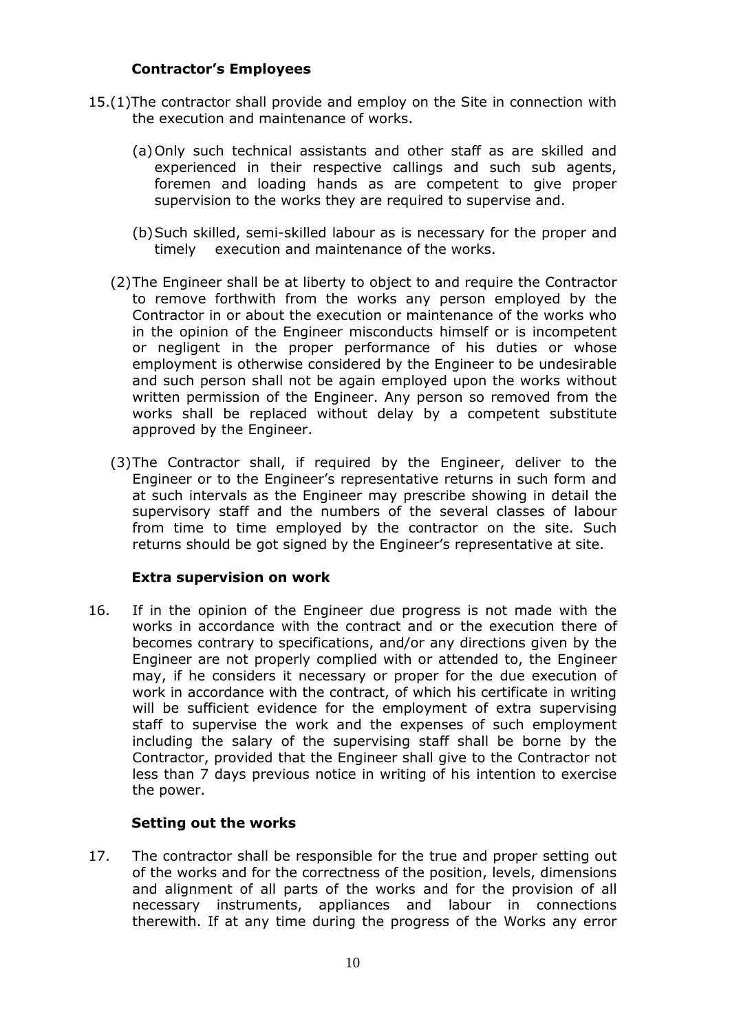### Contractor's Employees

15.(1) The contractor shall provide and employ on the Site in connection with the execution and maintenance of works.

(a) Only such technical assistants and other staff as are skilled and experienced in their respective callings and such sub agents, foremen and loading hands as are competent to give proper supervision to the works they are required to supervise and.

(b) Such skilled, semi-skilled labour as is necessary for the proper and timely execution and maintenance of the works.

(2) The Engineer shall be at liberty to object to and require the Contractor to remove forthwith from the works any person employed by the Contractor in or about the execution or maintenance of the works who in the opinion of the Engineer misconducts himself or is incompetent or negligent in the proper performance of his duties or whose employment is otherwise considered by the Engineer to be undesirable and such person shall not be again employed upon the works without written permission of the Engineer. Any person so removed from the works shall be replaced without delay by a competent substitute approved by the Engineer.

(3) The Contractor shall, if required by the Engineer, deliver to the Engineer or to the Engineer's representative returns in such form and at such intervals as the Engineer may prescribe showing in detail the supervisory staff and the numbers of the several classes of labour from time to time employed by the contractor on the site. Such returns should be got signed by the Engineer's representative at site.

### Extra supervision on work

16. If in the opinion of the Engineer due progress is not made with the works in accordance with the contract and or the execution there of becomes contrary to specifications, and/or any directions given by the Engineer are not properly complied with or attended to, the Engineer may, if he considers it necessary or proper for the due execution of work in accordance with the contract, of which his certificate in writing will be sufficient evidence for the employment of extra supervising staff to supervise the work and the expenses of such employment including the salary of the supervising staff shall be borne by the Contractor, provided that the Engineer shall give to the Contractor not less than 7 days previous notice in writing of his intention to exercise the power.

### Setting out the works

17. The contractor shall be responsible for the true and proper setting out of the works and for the correctness of the position, levels, dimensions and alignment of all parts of the works and for the provision of all necessary instruments, appliances and labour in connections therewith. If at any time during the progress of the Works any error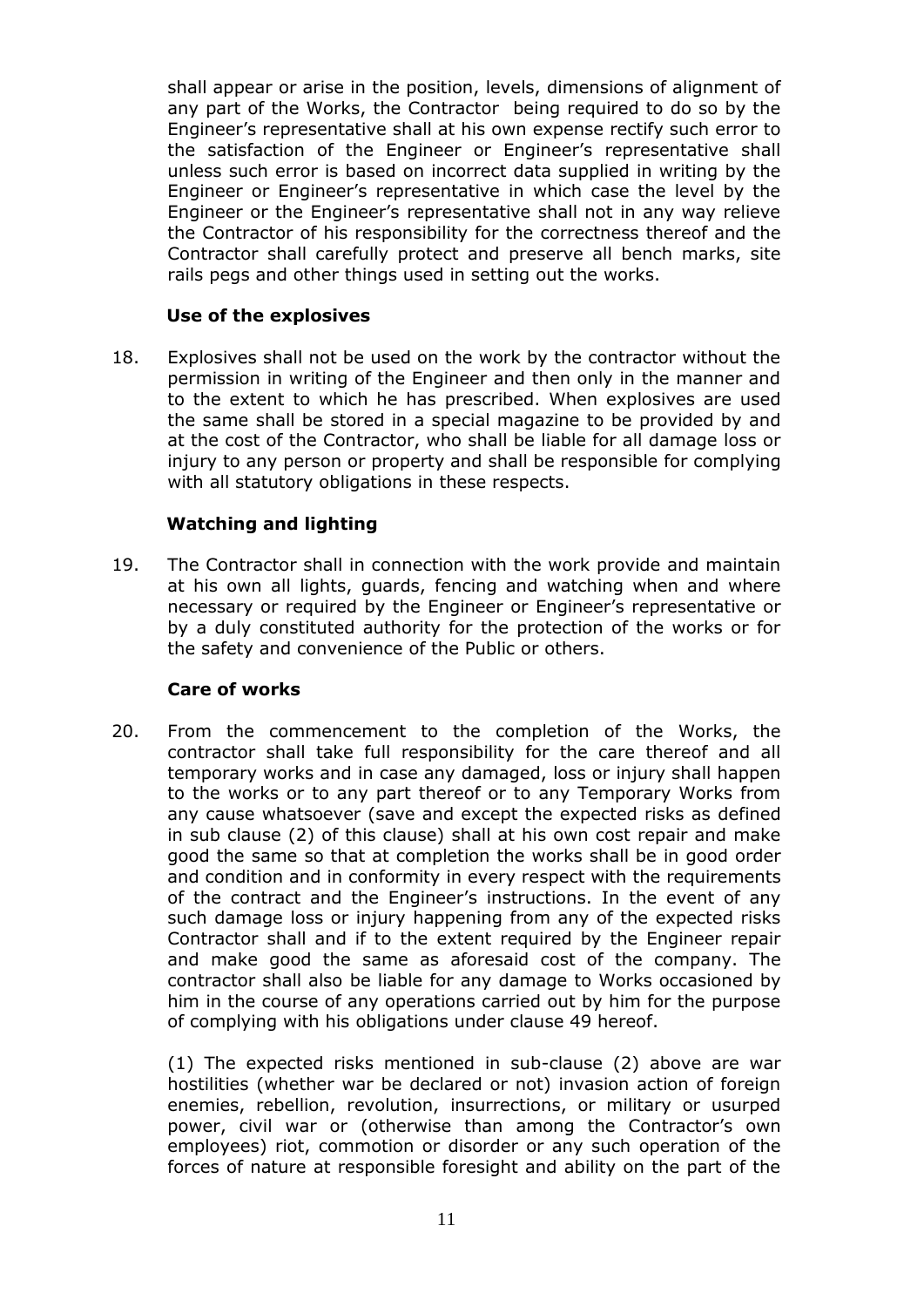shall appear or arise in the position, levels, dimensions of alignment of any part of the Works, the Contractor being required to do so by the Engineer's representative shall at his own expense rectify such error to the satisfaction of the Engineer or Engineer's representative shall unless such error is based on incorrect data supplied in writing by the Engineer or Engineer's representative in which case the level by the Engineer or the Engineer's representative shall not in any way relieve the Contractor of his responsibility for the correctness thereof and the Contractor shall carefully protect and preserve all bench marks, site rails pegs and other things used in setting out the works.

**Use of the explosives**

18. Explosives shall not be used on the work by the contractor without the permission in writing of the Engineer and then only in the manner and to the extent to which he has prescribed. When explosives are used the same shall be stored in a special magazine to be provided by and at the cost of the Contractor, who shall be liable for all damage loss or injury to any person or property and shall be responsible for complying with all statutory obligations in these respects.

**Watching and lighting**

19. The Contractor shall in connection with the work provide and maintain at his own all lights, guards, fencing and watching when and where necessary or required by the Engineer or Engineer's representative or by a duly constituted authority for the protection of the works or for the safety and convenience of the Public or others.

**Care of works**

20. From the commencement to the completion of the Works, the contractor shall take full responsibility for the care thereof and all temporary works and in case any damaged, loss or injury shall happen to the works or to any part thereof or to any Temporary Works from any cause whatsoever (save and except the expected risks as defined in sub clause (2) of this clause) shall at his own cost repair and make good the same so that at completion the works shall be in good order and condition and in conformity in every respect with the requirements of the contract and the Engineer's instructions. In the event of any such damage loss or injury happening from any of the expected risks Contractor shall and if to the extent required by the Engineer repair and make good the same as aforesaid cost of the company. The contractor shall also be liable for any damage to Works occasioned by him in the course of any operations carried out by him for the purpose of complying with his obligations under clause 49 hereof.

(1) The expected risks mentioned in sub-clause (2) above are war hostilities (whether war be declared or not) invasion action of foreign enemies, rebellion, revolution, insurrections, or military or usurped power, civil war or (otherwise than among the Contractor's own employees) riot, commotion or disorder or any such operation of the forces of nature at responsible foresight and ability on the part of the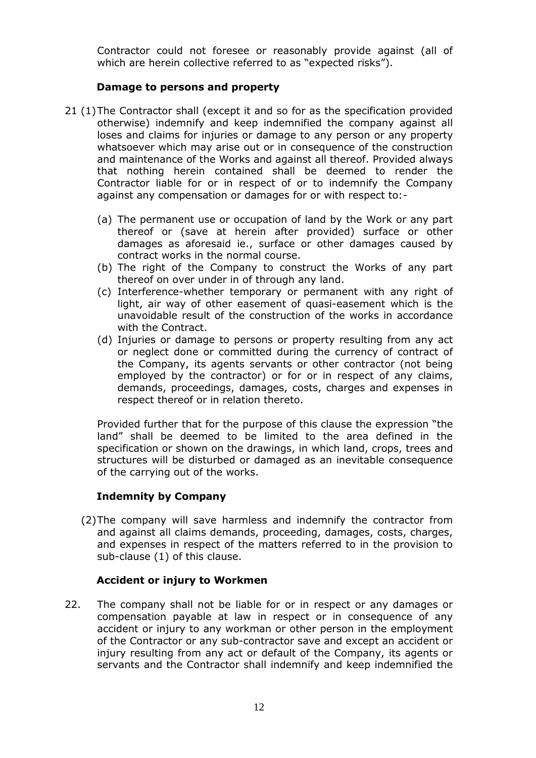Contractor could not foresee or reasonably provide against (all of which are herein collective referred to as "expected risks").

**Damage to persons and property**

21 (1) The Contractor shall (except it and so for as the specification provided otherwise) indemnify and keep indemnified the company against all loses and claims for injuries or damage to any person or any property whatsoever which may arise out or in consequence of the construction and maintenance of the Works and against all thereof. Provided always that nothing herein contained shall be deemed to render the Contractor liable for or in respect of or to indemnify the Company against any compensation or damages for or with respect to:-

(a) The permanent use or occupation of land by the Work or any part thereof or (save at herein after provided) surface or other damages as aforesaid ie., surface or other damages caused by contract works in the normal course.
(b) The right of the Company to construct the Works of any part thereof on over under in of through any land.
(c) Interference-whether temporary or permanent with any right of light, air way of other easement of quasi-easement which is the unavoidable result of the construction of the works in accordance with the Contract.
(d) Injuries or damage to persons or property resulting from any act or neglect done or committed during the currency of contract of the Company, its agents servants or other contractor (not being employed by the contractor) or for or in respect of any claims, demands, proceedings, damages, costs, charges and expenses in respect thereof or in relation thereto.

Provided further that for the purpose of this clause the expression "the land" shall be deemed to be limited to the area defined in the specification or shown on the drawings, in which land, crops, trees and structures will be disturbed or damaged as an inevitable consequence of the carrying out of the works.

**Indemnity by Company**

(2) The company will save harmless and indemnify the contractor from and against all claims demands, proceeding, damages, costs, charges, and expenses in respect of the matters referred to in the provision to sub-clause (1) of this clause.

**Accident or injury to Workmen**

22. The company shall not be liable for or in respect or any damages or compensation payable at law in respect or in consequence of any accident or injury to any workman or other person in the employment of the Contractor or any sub-contractor save and except an accident or injury resulting from any act or default of the Company, its agents or servants and the Contractor shall indemnify and keep indemnified the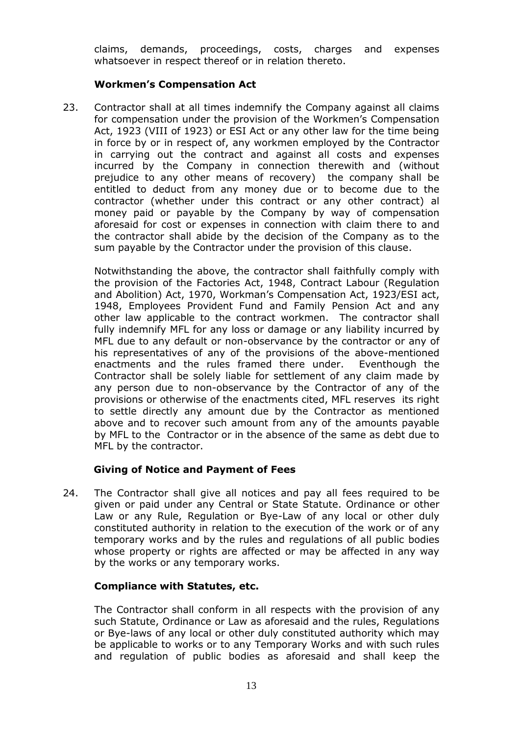claims, demands, proceedings, costs, charges and expenses whatsoever in respect thereof or in relation thereto.

**Workmen's Compensation Act**

23. Contractor shall at all times indemnify the Company against all claims for compensation under the provision of the Workmen's Compensation Act, 1923 (VIII of 1923) or ESI Act or any other law for the time being in force by or in respect of, any workmen employed by the Contractor in carrying out the contract and against all costs and expenses incurred by the Company in connection therewith and (without prejudice to any other means of recovery) the company shall be entitled to deduct from any money due or to become due to the contractor (whether under this contract or any other contract) al money paid or payable by the Company by way of compensation aforesaid for cost or expenses in connection with claim there to and the contractor shall abide by the decision of the Company as to the sum payable by the Contractor under the provision of this clause.

Notwithstanding the above, the contractor shall faithfully comply with the provision of the Factories Act, 1948, Contract Labour (Regulation and Abolition) Act, 1970, Workman's Compensation Act, 1923/ESI act, 1948, Employees Provident Fund and Family Pension Act and any other law applicable to the contract workmen. The contractor shall fully indemnify MFL for any loss or damage or any liability incurred by MFL due to any default or non-observance by the contractor or any of his representatives of any of the provisions of the above-mentioned enactments and the rules framed there under. Eventhough the Contractor shall be solely liable for settlement of any claim made by any person due to non-observance by the Contractor of any of the provisions or otherwise of the enactments cited, MFL reserves its right to settle directly any amount due by the Contractor as mentioned above and to recover such amount from any of the amounts payable by MFL to the Contractor or in the absence of the same as debt due to MFL by the contractor.

**Giving of Notice and Payment of Fees**

24. The Contractor shall give all notices and pay all fees required to be given or paid under any Central or State Statute. Ordinance or other Law or any Rule, Regulation or Bye-Law of any local or other duly constituted authority in relation to the execution of the work or of any temporary works and by the rules and regulations of all public bodies whose property or rights are affected or may be affected in any way by the works or any temporary works.

**Compliance with Statutes, etc.**

The Contractor shall conform in all respects with the provision of any such Statute, Ordinance or Law as aforesaid and the rules, Regulations or Bye-laws of any local or other duly constituted authority which may be applicable to works or to any Temporary Works and with such rules and regulation of public bodies as aforesaid and shall keep the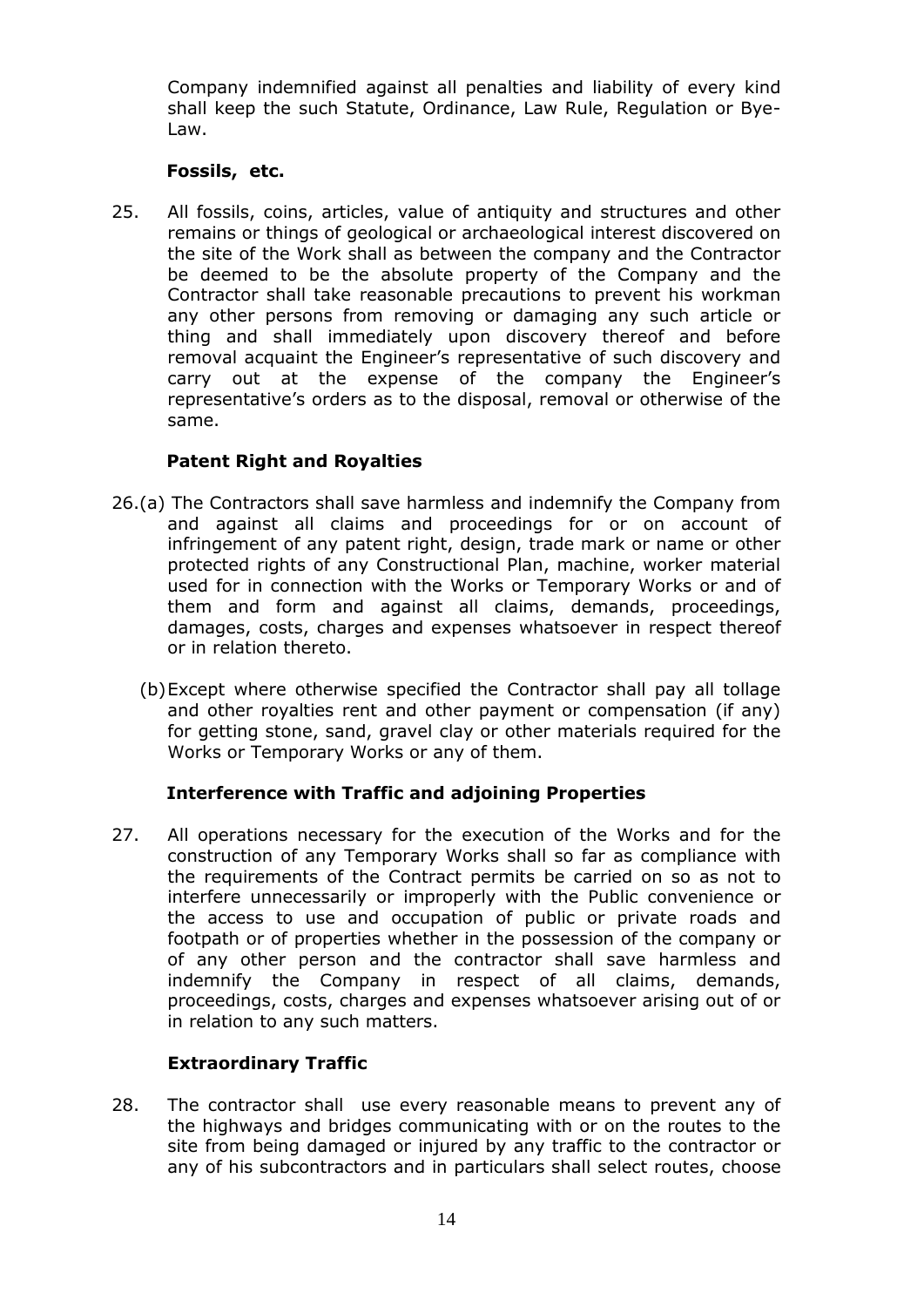Company indemnified against all penalties and liability of every kind shall keep the such Statute, Ordinance, Law Rule, Regulation or Bye-Law.

**Fossils, etc.**

25. All fossils, coins, articles, value of antiquity and structures and other remains or things of geological or archaeological interest discovered on the site of the Work shall as between the company and the Contractor be deemed to be the absolute property of the Company and the Contractor shall take reasonable precautions to prevent his workman any other persons from removing or damaging any such article or thing and shall immediately upon discovery thereof and before removal acquaint the Engineer's representative of such discovery and carry out at the expense of the company the Engineer's representative's orders as to the disposal, removal or otherwise of the same.

**Patent Right and Royalties**

26.(a) The Contractors shall save harmless and indemnify the Company from and against all claims and proceedings for or on account of infringement of any patent right, design, trade mark or name or other protected rights of any Constructional Plan, machine, worker material used for in connection with the Works or Temporary Works or and of them and form and against all claims, demands, proceedings, damages, costs, charges and expenses whatsoever in respect thereof or in relation thereto.

(b) Except where otherwise specified the Contractor shall pay all tollage and other royalties rent and other payment or compensation (if any) for getting stone, sand, gravel clay or other materials required for the Works or Temporary Works or any of them.

**Interference with Traffic and adjoining Properties**

27. All operations necessary for the execution of the Works and for the construction of any Temporary Works shall so far as compliance with the requirements of the Contract permits be carried on so as not to interfere unnecessarily or improperly with the Public convenience or the access to use and occupation of public or private roads and footpath or of properties whether in the possession of the company or of any other person and the contractor shall save harmless and indemnify the Company in respect of all claims, demands, proceedings, costs, charges and expenses whatsoever arising out of or in relation to any such matters.

**Extraordinary Traffic**

28. The contractor shall use every reasonable means to prevent any of the highways and bridges communicating with or on the routes to the site from being damaged or injured by any traffic to the contractor or any of his subcontractors and in particulars shall select routes, choose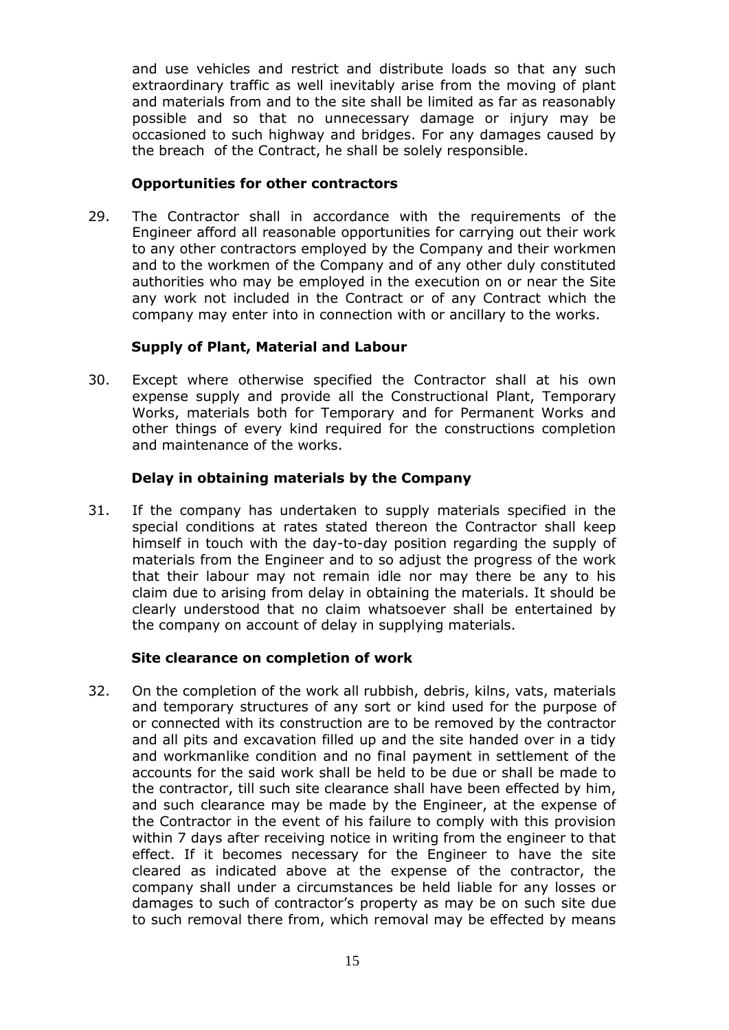and use vehicles and restrict and distribute loads so that any such extraordinary traffic as well inevitably arise from the moving of plant and materials from and to the site shall be limited as far as reasonably possible and so that no unnecessary damage or injury may be occasioned to such highway and bridges. For any damages caused by the breach of the Contract, he shall be solely responsible.

**Opportunities for other contractors**

29. The Contractor shall in accordance with the requirements of the Engineer afford all reasonable opportunities for carrying out their work to any other contractors employed by the Company and their workmen and to the workmen of the Company and of any other duly constituted authorities who may be employed in the execution on or near the Site any work not included in the Contract or of any Contract which the company may enter into in connection with or ancillary to the works.

**Supply of Plant, Material and Labour**

30. Except where otherwise specified the Contractor shall at his own expense supply and provide all the Constructional Plant, Temporary Works, materials both for Temporary and for Permanent Works and other things of every kind required for the constructions completion and maintenance of the works.

**Delay in obtaining materials by the Company**

31. If the company has undertaken to supply materials specified in the special conditions at rates stated thereon the Contractor shall keep himself in touch with the day-to-day position regarding the supply of materials from the Engineer and to so adjust the progress of the work that their labour may not remain idle nor may there be any to his claim due to arising from delay in obtaining the materials. It should be clearly understood that no claim whatsoever shall be entertained by the company on account of delay in supplying materials.

**Site clearance on completion of work**

32. On the completion of the work all rubbish, debris, kilns, vats, materials and temporary structures of any sort or kind used for the purpose of or connected with its construction are to be removed by the contractor and all pits and excavation filled up and the site handed over in a tidy and workmanlike condition and no final payment in settlement of the accounts for the said work shall be held to be due or shall be made to the contractor, till such site clearance shall have been effected by him, and such clearance may be made by the Engineer, at the expense of the Contractor in the event of his failure to comply with this provision within 7 days after receiving notice in writing from the engineer to that effect. If it becomes necessary for the Engineer to have the site cleared as indicated above at the expense of the contractor, the company shall under a circumstances be held liable for any losses or damages to such of contractor's property as may be on such site due to such removal there from, which removal may be effected by means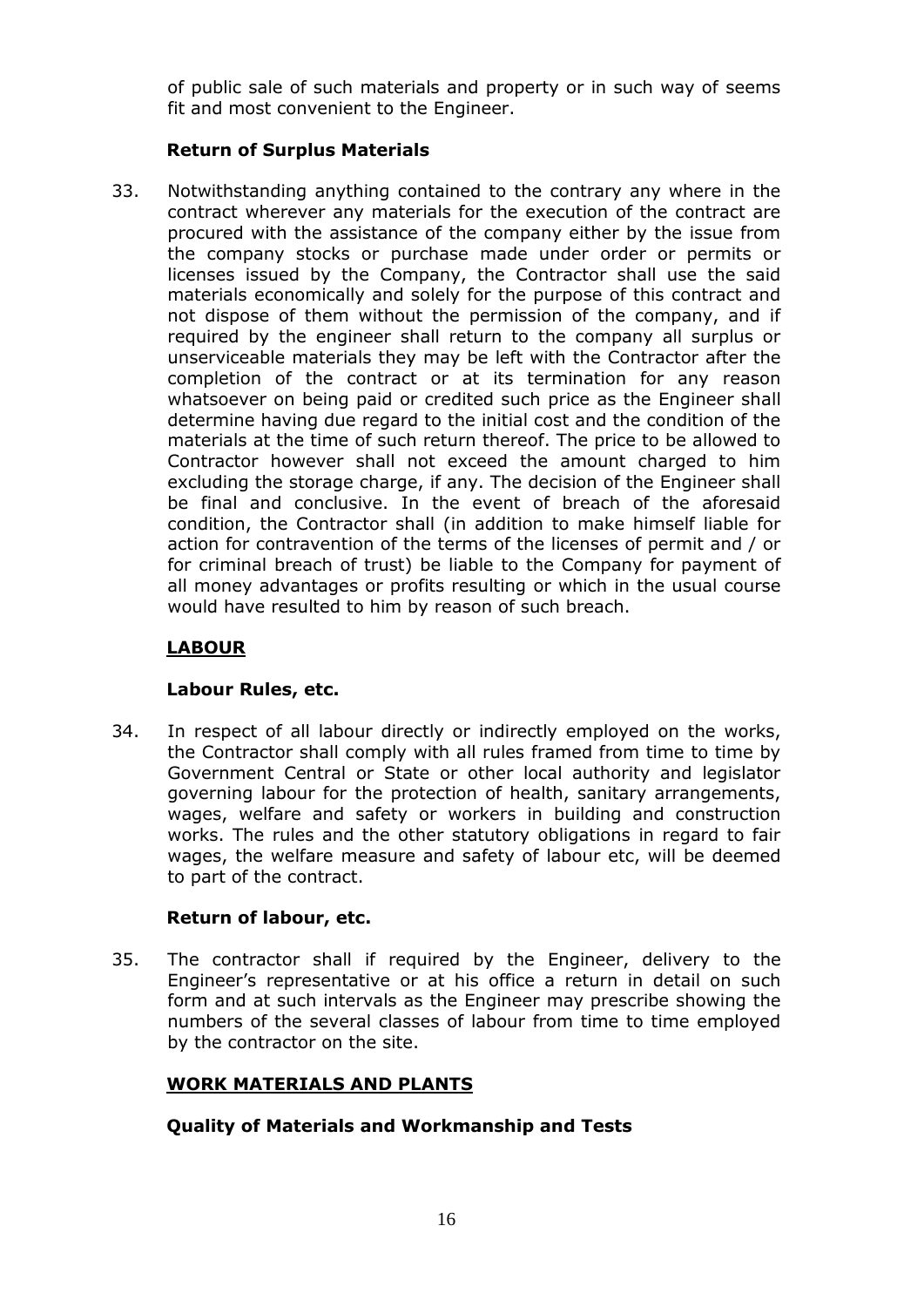of public sale of such materials and property or in such way of seems fit and most convenient to the Engineer.

**Return of Surplus Materials**

33. Notwithstanding anything contained to the contrary any where in the contract wherever any materials for the execution of the contract are procured with the assistance of the company either by the issue from the company stocks or purchase made under order or permits or licenses issued by the Company, the Contractor shall use the said materials economically and solely for the purpose of this contract and not dispose of them without the permission of the company, and if required by the engineer shall return to the company all surplus or unserviceable materials they may be left with the Contractor after the completion of the contract or at its termination for any reason whatsoever on being paid or credited such price as the Engineer shall determine having due regard to the initial cost and the condition of the materials at the time of such return thereof. The price to be allowed to Contractor however shall not exceed the amount charged to him excluding the storage charge, if any. The decision of the Engineer shall be final and conclusive. In the event of breach of the aforesaid condition, the Contractor shall (in addition to make himself liable for action for contravention of the terms of the licenses of permit and / or for criminal breach of trust) be liable to the Company for payment of all money advantages or profits resulting or which in the usual course would have resulted to him by reason of such breach.

## LABOUR

**Labour Rules, etc.**

34. In respect of all labour directly or indirectly employed on the works, the Contractor shall comply with all rules framed from time to time by Government Central or State or other local authority and legislator governing labour for the protection of health, sanitary arrangements, wages, welfare and safety or workers in building and construction works. The rules and the other statutory obligations in regard to fair wages, the welfare measure and safety of labour etc, will be deemed to part of the contract.

**Return of labour, etc.**

35. The contractor shall if required by the Engineer, delivery to the Engineer's representative or at his office a return in detail on such form and at such intervals as the Engineer may prescribe showing the numbers of the several classes of labour from time to time employed by the contractor on the site.

## WORK MATERIALS AND PLANTS

**Quality of Materials and Workmanship and Tests**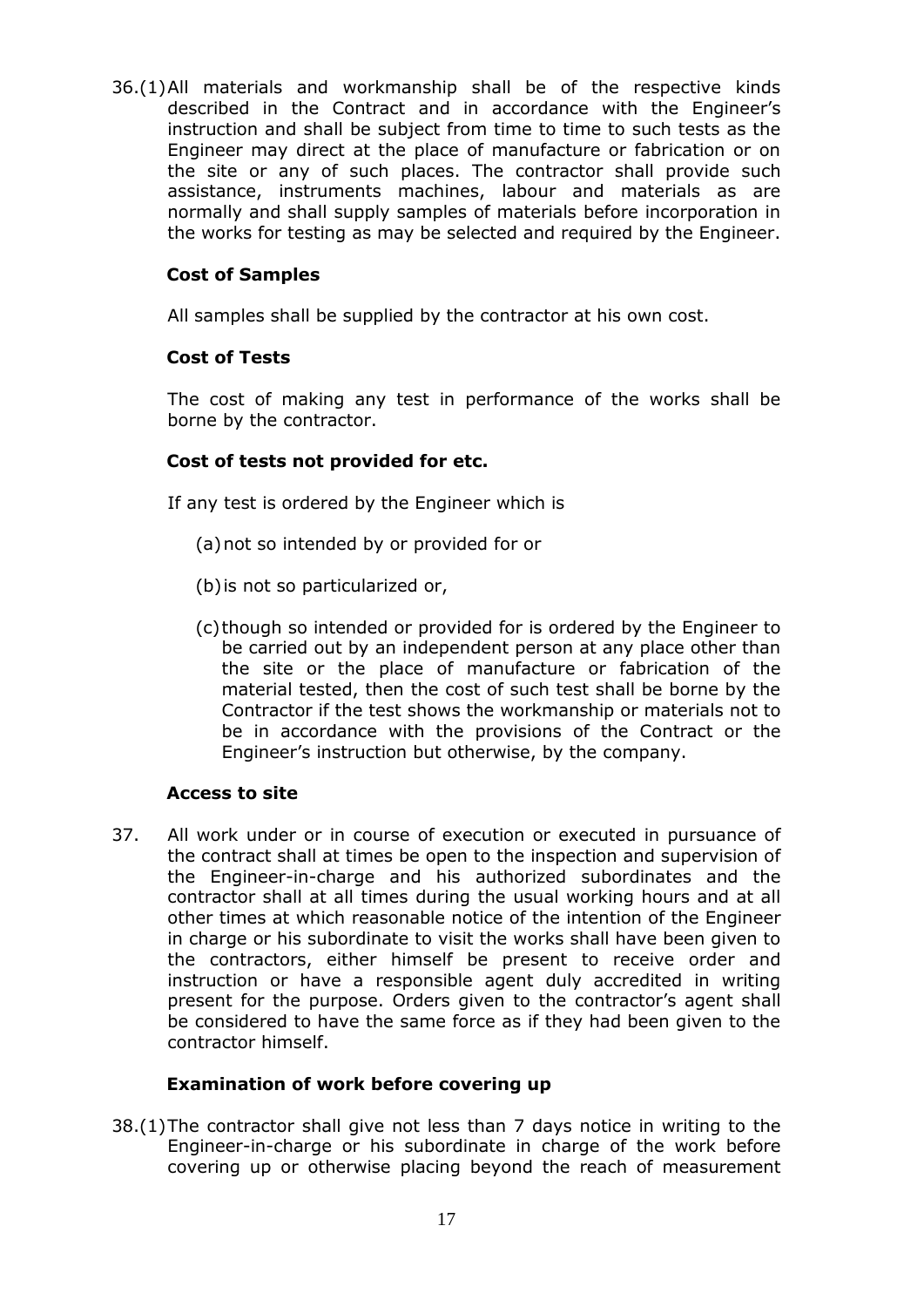36.(1) All materials and workmanship shall be of the respective kinds described in the Contract and in accordance with the Engineer's instruction and shall be subject from time to time to such tests as the Engineer may direct at the place of manufacture or fabrication or on the site or any of such places. The contractor shall provide such assistance, instruments machines, labour and materials as are normally and shall supply samples of materials before incorporation in the works for testing as may be selected and required by the Engineer.

**Cost of Samples**

All samples shall be supplied by the contractor at his own cost.

**Cost of Tests**

The cost of making any test in performance of the works shall be borne by the contractor.

**Cost of tests not provided for etc.**

If any test is ordered by the Engineer which is

(a) not so intended by or provided for or

(b) is not so particularized or,

(c) though so intended or provided for is ordered by the Engineer to be carried out by an independent person at any place other than the site or the place of manufacture or fabrication of the material tested, then the cost of such test shall be borne by the Contractor if the test shows the workmanship or materials not to be in accordance with the provisions of the Contract or the Engineer's instruction but otherwise, by the company.

**Access to site**

37. All work under or in course of execution or executed in pursuance of the contract shall at times be open to the inspection and supervision of the Engineer-in-charge and his authorized subordinates and the contractor shall at all times during the usual working hours and at all other times at which reasonable notice of the intention of the Engineer in charge or his subordinate to visit the works shall have been given to the contractors, either himself be present to receive order and instruction or have a responsible agent duly accredited in writing present for the purpose. Orders given to the contractor's agent shall be considered to have the same force as if they had been given to the contractor himself.

**Examination of work before covering up**

38.(1) The contractor shall give not less than 7 days notice in writing to the Engineer-in-charge or his subordinate in charge of the work before covering up or otherwise placing beyond the reach of measurement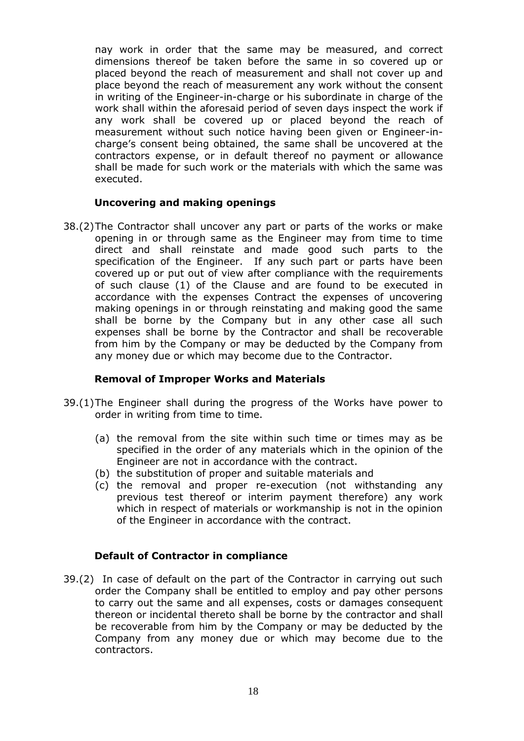nay work in order that the same may be measured, and correct dimensions thereof be taken before the same in so covered up or placed beyond the reach of measurement and shall not cover up and place beyond the reach of measurement any work without the consent in writing of the Engineer-in-charge or his subordinate in charge of the work shall within the aforesaid period of seven days inspect the work if any work shall be covered up or placed beyond the reach of measurement without such notice having been given or Engineer-in-charge's consent being obtained, the same shall be uncovered at the contractors expense, or in default thereof no payment or allowance shall be made for such work or the materials with which the same was executed.

**Uncovering and making openings**

38.(2) The Contractor shall uncover any part or parts of the works or make opening in or through same as the Engineer may from time to time direct and shall reinstate and made good such parts to the specification of the Engineer. If any such part or parts have been covered up or put out of view after compliance with the requirements of such clause (1) of the Clause and are found to be executed in accordance with the expenses Contract the expenses of uncovering making openings in or through reinstating and making good the same shall be borne by the Company but in any other case all such expenses shall be borne by the Contractor and shall be recoverable from him by the Company or may be deducted by the Company from any money due or which may become due to the Contractor.

**Removal of Improper Works and Materials**

39.(1) The Engineer shall during the progress of the Works have power to order in writing from time to time.

(a) the removal from the site within such time or times may as be specified in the order of any materials which in the opinion of the Engineer are not in accordance with the contract.
(b) the substitution of proper and suitable materials and
(c) the removal and proper re-execution (not withstanding any previous test thereof or interim payment therefore) any work which in respect of materials or workmanship is not in the opinion of the Engineer in accordance with the contract.

**Default of Contractor in compliance**

39.(2) In case of default on the part of the Contractor in carrying out such order the Company shall be entitled to employ and pay other persons to carry out the same and all expenses, costs or damages consequent thereon or incidental thereto shall be borne by the contractor and shall be recoverable from him by the Company or may be deducted by the Company from any money due or which may become due to the contractors.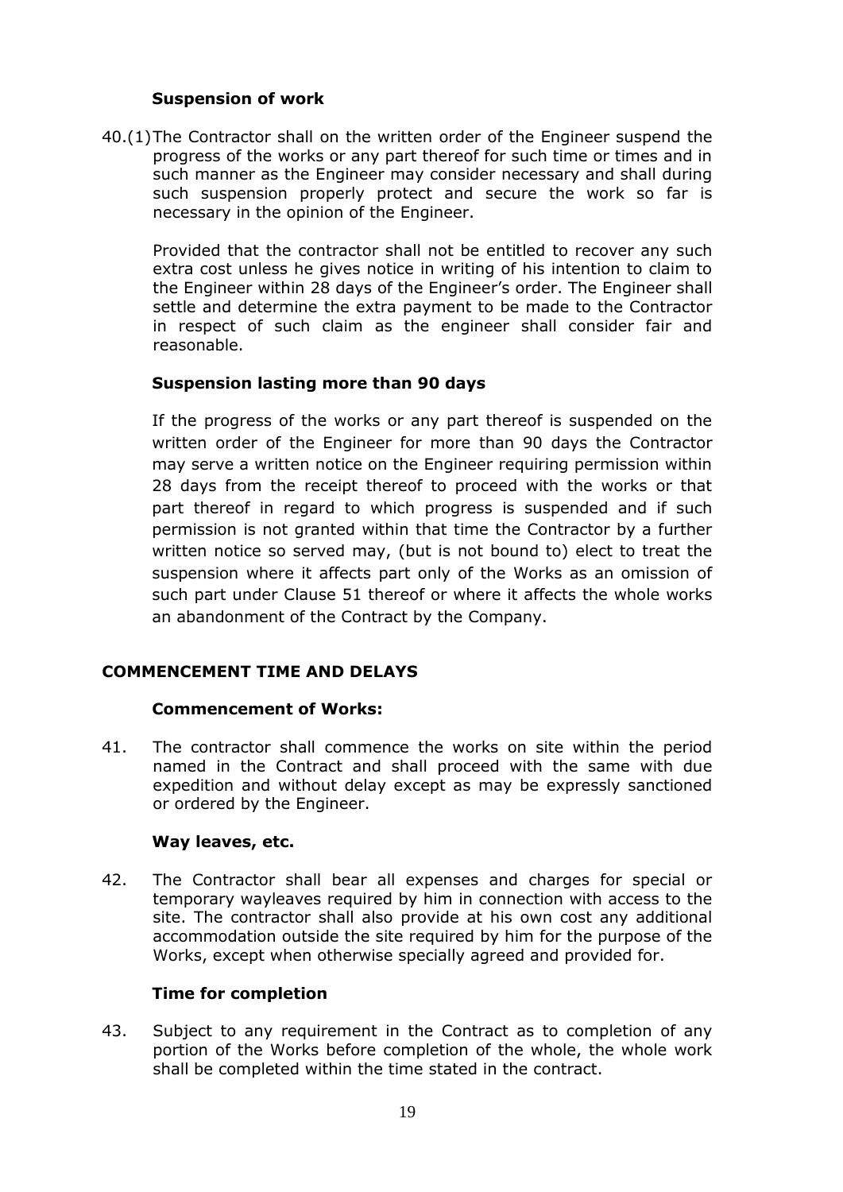**Suspension of work**

40.(1) The Contractor shall on the written order of the Engineer suspend the progress of the works or any part thereof for such time or times and in such manner as the Engineer may consider necessary and shall during such suspension properly protect and secure the work so far is necessary in the opinion of the Engineer.

Provided that the contractor shall not be entitled to recover any such extra cost unless he gives notice in writing of his intention to claim to the Engineer within 28 days of the Engineer's order. The Engineer shall settle and determine the extra payment to be made to the Contractor in respect of such claim as the engineer shall consider fair and reasonable.

**Suspension lasting more than 90 days**

If the progress of the works or any part thereof is suspended on the written order of the Engineer for more than 90 days the Contractor may serve a written notice on the Engineer requiring permission within 28 days from the receipt thereof to proceed with the works or that part thereof in regard to which progress is suspended and if such permission is not granted within that time the Contractor by a further written notice so served may, (but is not bound to) elect to treat the suspension where it affects part only of the Works as an omission of such part under Clause 51 thereof or where it affects the whole works an abandonment of the Contract by the Company.

## COMMENCEMENT TIME AND DELAYS

**Commencement of Works:**

41. The contractor shall commence the works on site within the period named in the Contract and shall proceed with the same with due expedition and without delay except as may be expressly sanctioned or ordered by the Engineer.

**Way leaves, etc.**

42. The Contractor shall bear all expenses and charges for special or temporary wayleaves required by him in connection with access to the site. The contractor shall also provide at his own cost any additional accommodation outside the site required by him for the purpose of the Works, except when otherwise specially agreed and provided for.

**Time for completion**

43. Subject to any requirement in the Contract as to completion of any portion of the Works before completion of the whole, the whole work shall be completed within the time stated in the contract.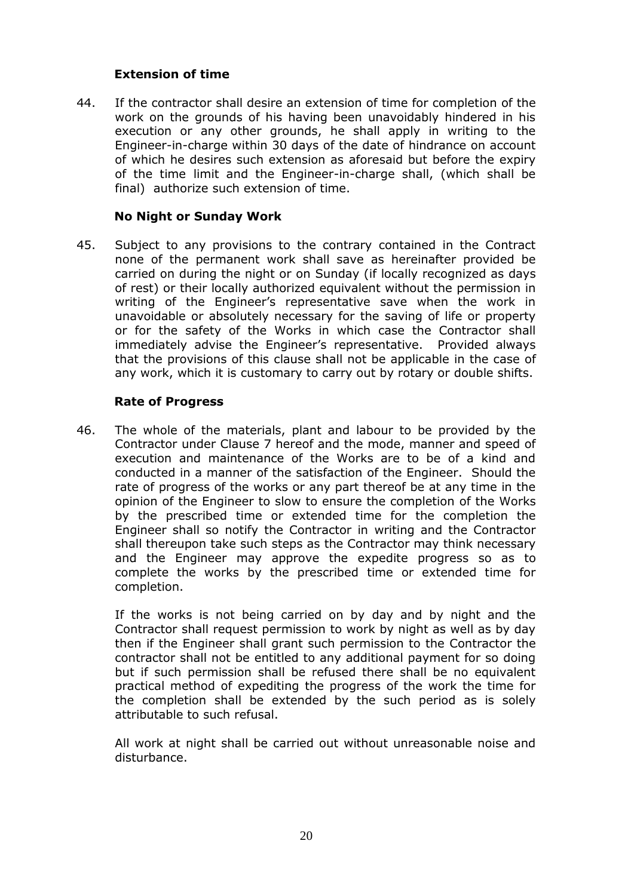### Extension of time

44. If the contractor shall desire an extension of time for completion of the work on the grounds of his having been unavoidably hindered in his execution or any other grounds, he shall apply in writing to the Engineer-in-charge within 30 days of the date of hindrance on account of which he desires such extension as aforesaid but before the expiry of the time limit and the Engineer-in-charge shall, (which shall be final) authorize such extension of time.

### No Night or Sunday Work

45. Subject to any provisions to the contrary contained in the Contract none of the permanent work shall save as hereinafter provided be carried on during the night or on Sunday (if locally recognized as days of rest) or their locally authorized equivalent without the permission in writing of the Engineer's representative save when the work in unavoidable or absolutely necessary for the saving of life or property or for the safety of the Works in which case the Contractor shall immediately advise the Engineer's representative. Provided always that the provisions of this clause shall not be applicable in the case of any work, which it is customary to carry out by rotary or double shifts.

### Rate of Progress

46. The whole of the materials, plant and labour to be provided by the Contractor under Clause 7 hereof and the mode, manner and speed of execution and maintenance of the Works are to be of a kind and conducted in a manner of the satisfaction of the Engineer. Should the rate of progress of the works or any part thereof be at any time in the opinion of the Engineer to slow to ensure the completion of the Works by the prescribed time or extended time for the completion the Engineer shall so notify the Contractor in writing and the Contractor shall thereupon take such steps as the Contractor may think necessary and the Engineer may approve the expedite progress so as to complete the works by the prescribed time or extended time for completion.

    If the works is not being carried on by day and by night and the Contractor shall request permission to work by night as well as by day then if the Engineer shall grant such permission to the Contractor the contractor shall not be entitled to any additional payment for so doing but if such permission shall be refused there shall be no equivalent practical method of expediting the progress of the work the time for the completion shall be extended by the such period as is solely attributable to such refusal.

    All work at night shall be carried out without unreasonable noise and disturbance.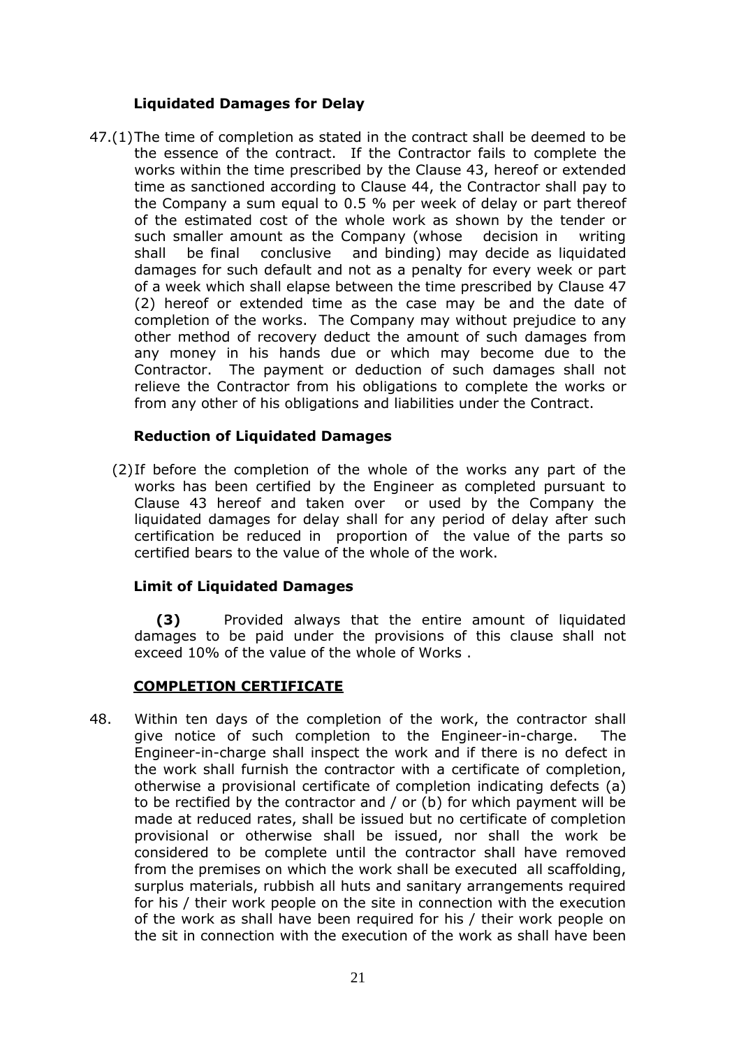### Liquidated Damages for Delay

47.(1) The time of completion as stated in the contract shall be deemed to be the essence of the contract. If the Contractor fails to complete the works within the time prescribed by the Clause 43, hereof or extended time as sanctioned according to Clause 44, the Contractor shall pay to the Company a sum equal to 0.5 % per week of delay or part thereof of the estimated cost of the whole work as shown by the tender or such smaller amount as the Company (whose decision in writing shall be final conclusive and binding) may decide as liquidated damages for such default and not as a penalty for every week or part of a week which shall elapse between the time prescribed by Clause 47 (2) hereof or extended time as the case may be and the date of completion of the works. The Company may without prejudice to any other method of recovery deduct the amount of such damages from any money in his hands due or which may become due to the Contractor. The payment or deduction of such damages shall not relieve the Contractor from his obligations to complete the works or from any other of his obligations and liabilities under the Contract.

### Reduction of Liquidated Damages

(2) If before the completion of the whole of the works any part of the works has been certified by the Engineer as completed pursuant to Clause 43 hereof and taken over or used by the Company the liquidated damages for delay shall for any period of delay after such certification be reduced in proportion of the value of the parts so certified bears to the value of the whole of the work.

### Limit of Liquidated Damages

**(3)** Provided always that the entire amount of liquidated damages to be paid under the provisions of this clause shall not exceed 10% of the value of the whole of Works .

### COMPLETION CERTIFICATE

48. Within ten days of the completion of the work, the contractor shall give notice of such completion to the Engineer-in-charge. The Engineer-in-charge shall inspect the work and if there is no defect in the work shall furnish the contractor with a certificate of completion, otherwise a provisional certificate of completion indicating defects (a) to be rectified by the contractor and / or (b) for which payment will be made at reduced rates, shall be issued but no certificate of completion provisional or otherwise shall be issued, nor shall the work be considered to be complete until the contractor shall have removed from the premises on which the work shall be executed all scaffolding, surplus materials, rubbish all huts and sanitary arrangements required for his / their work people on the site in connection with the execution of the work as shall have been required for his / their work people on the sit in connection with the execution of the work as shall have been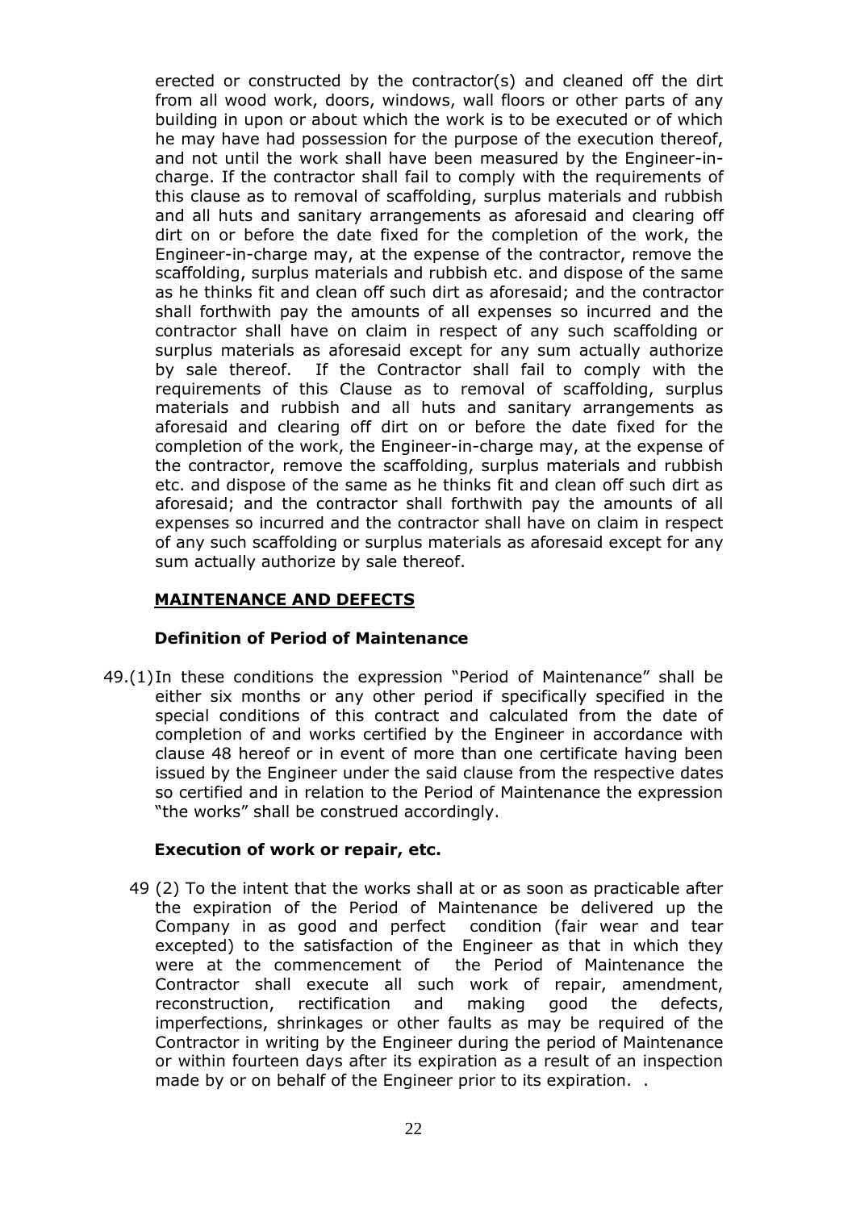erected or constructed by the contractor(s) and cleaned off the dirt from all wood work, doors, windows, wall floors or other parts of any building in upon or about which the work is to be executed or of which he may have had possession for the purpose of the execution thereof, and not until the work shall have been measured by the Engineer-in-charge. If the contractor shall fail to comply with the requirements of this clause as to removal of scaffolding, surplus materials and rubbish and all huts and sanitary arrangements as aforesaid and clearing off dirt on or before the date fixed for the completion of the work, the Engineer-in-charge may, at the expense of the contractor, remove the scaffolding, surplus materials and rubbish etc. and dispose of the same as he thinks fit and clean off such dirt as aforesaid; and the contractor shall forthwith pay the amounts of all expenses so incurred and the contractor shall have on claim in respect of any such scaffolding or surplus materials as aforesaid except for any sum actually authorize by sale thereof. If the Contractor shall fail to comply with the requirements of this Clause as to removal of scaffolding, surplus materials and rubbish and all huts and sanitary arrangements as aforesaid and clearing off dirt on or before the date fixed for the completion of the work, the Engineer-in-charge may, at the expense of the contractor, remove the scaffolding, surplus materials and rubbish etc. and dispose of the same as he thinks fit and clean off such dirt as aforesaid; and the contractor shall forthwith pay the amounts of all expenses so incurred and the contractor shall have on claim in respect of any such scaffolding or surplus materials as aforesaid except for any sum actually authorize by sale thereof.

## MAINTENANCE AND DEFECTS

### Definition of Period of Maintenance

49.(1) In these conditions the expression "Period of Maintenance" shall be either six months or any other period if specifically specified in the special conditions of this contract and calculated from the date of completion of and works certified by the Engineer in accordance with clause 48 hereof or in event of more than one certificate having been issued by the Engineer under the said clause from the respective dates so certified and in relation to the Period of Maintenance the expression "the works" shall be construed accordingly.

### Execution of work or repair, etc.

49 (2) To the intent that the works shall at or as soon as practicable after the expiration of the Period of Maintenance be delivered up the Company in as good and perfect condition (fair wear and tear excepted) to the satisfaction of the Engineer as that in which they were at the commencement of the Period of Maintenance the Contractor shall execute all such work of repair, amendment, reconstruction, rectification and making good the defects, imperfections, shrinkages or other faults as may be required of the Contractor in writing by the Engineer during the period of Maintenance or within fourteen days after its expiration as a result of an inspection made by or on behalf of the Engineer prior to its expiration. .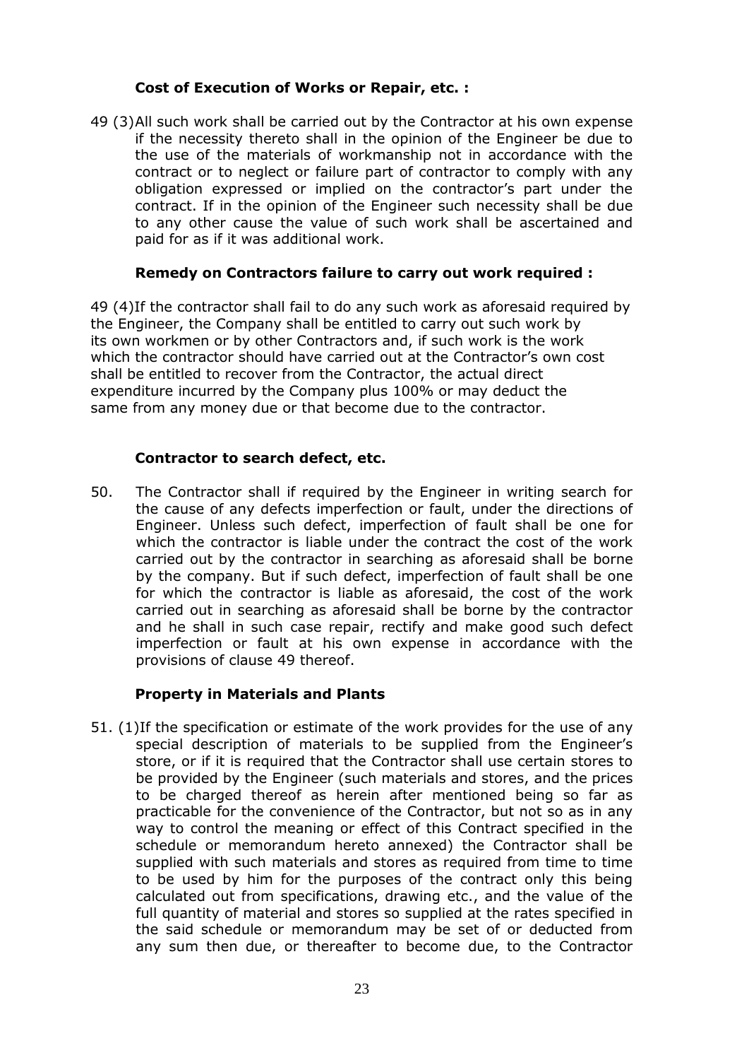### Cost of Execution of Works or Repair, etc. :

49 (3) All such work shall be carried out by the Contractor at his own expense if the necessity thereto shall in the opinion of the Engineer be due to the use of the materials of workmanship not in accordance with the contract or to neglect or failure part of contractor to comply with any obligation expressed or implied on the contractor's part under the contract. If in the opinion of the Engineer such necessity shall be due to any other cause the value of such work shall be ascertained and paid for as if it was additional work.

### Remedy on Contractors failure to carry out work required :

49 (4) If the contractor shall fail to do any such work as aforesaid required by the Engineer, the Company shall be entitled to carry out such work by its own workmen or by other Contractors and, if such work is the work which the contractor should have carried out at the Contractor's own cost shall be entitled to recover from the Contractor, the actual direct expenditure incurred by the Company plus 100% or may deduct the same from any money due or that become due to the contractor.

### Contractor to search defect, etc.

50. The Contractor shall if required by the Engineer in writing search for the cause of any defects imperfection or fault, under the directions of Engineer. Unless such defect, imperfection of fault shall be one for which the contractor is liable under the contract the cost of the work carried out by the contractor in searching as aforesaid shall be borne by the company. But if such defect, imperfection of fault shall be one for which the contractor is liable as aforesaid, the cost of the work carried out in searching as aforesaid shall be borne by the contractor and he shall in such case repair, rectify and make good such defect imperfection or fault at his own expense in accordance with the provisions of clause 49 thereof.

### Property in Materials and Plants

51. (1) If the specification or estimate of the work provides for the use of any special description of materials to be supplied from the Engineer's store, or if it is required that the Contractor shall use certain stores to be provided by the Engineer (such materials and stores, and the prices to be charged thereof as herein after mentioned being so far as practicable for the convenience of the Contractor, but not so as in any way to control the meaning or effect of this Contract specified in the schedule or memorandum hereto annexed) the Contractor shall be supplied with such materials and stores as required from time to time to be used by him for the purposes of the contract only this being calculated out from specifications, drawing etc., and the value of the full quantity of material and stores so supplied at the rates specified in the said schedule or memorandum may be set of or deducted from any sum then due, or thereafter to become due, to the Contractor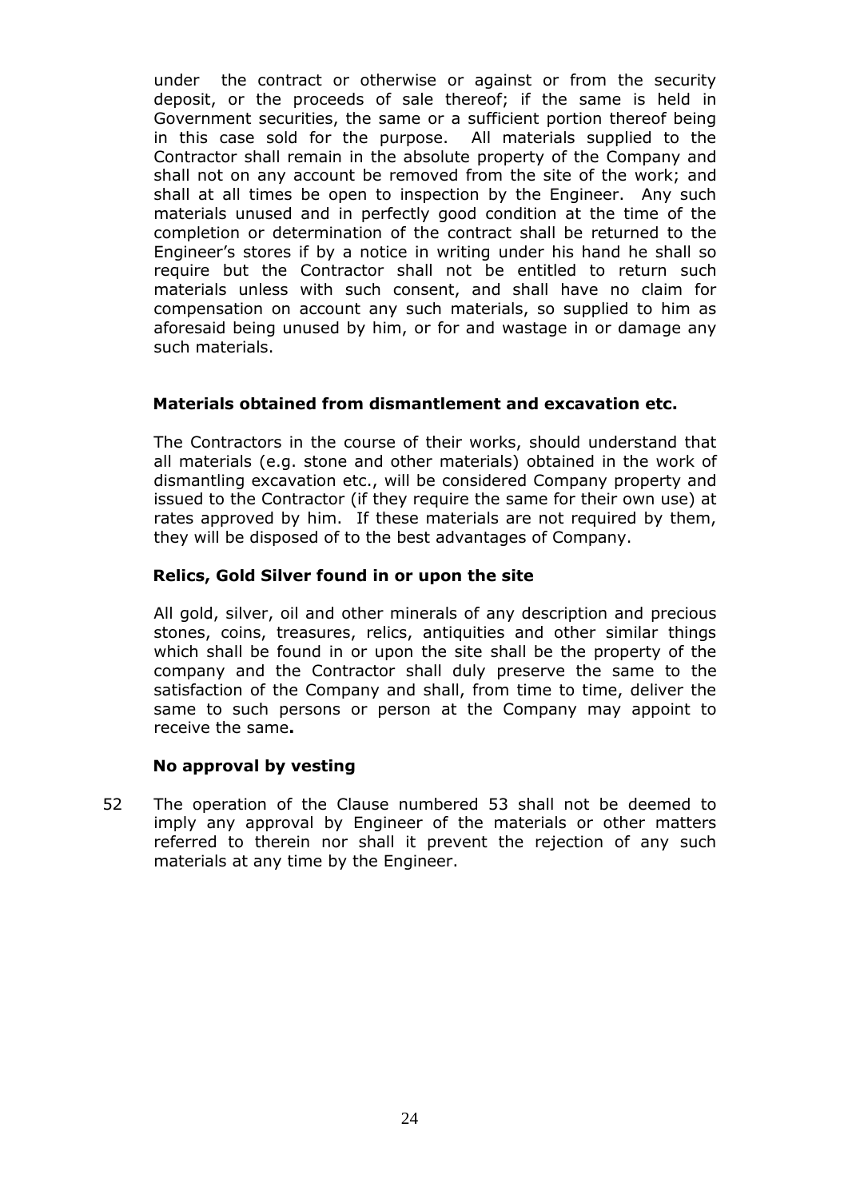under the contract or otherwise or against or from the security deposit, or the proceeds of sale thereof; if the same is held in Government securities, the same or a sufficient portion thereof being in this case sold for the purpose. All materials supplied to the Contractor shall remain in the absolute property of the Company and shall not on any account be removed from the site of the work; and shall at all times be open to inspection by the Engineer. Any such materials unused and in perfectly good condition at the time of the completion or determination of the contract shall be returned to the Engineer's stores if by a notice in writing under his hand he shall so require but the Contractor shall not be entitled to return such materials unless with such consent, and shall have no claim for compensation on account any such materials, so supplied to him as aforesaid being unused by him, or for and wastage in or damage any such materials.

**Materials obtained from dismantlement and excavation etc.**

The Contractors in the course of their works, should understand that all materials (e.g. stone and other materials) obtained in the work of dismantling excavation etc., will be considered Company property and issued to the Contractor (if they require the same for their own use) at rates approved by him. If these materials are not required by them, they will be disposed of to the best advantages of Company.

**Relics, Gold Silver found in or upon the site**

All gold, silver, oil and other minerals of any description and precious stones, coins, treasures, relics, antiquities and other similar things which shall be found in or upon the site shall be the property of the company and the Contractor shall duly preserve the same to the satisfaction of the Company and shall, from time to time, deliver the same to such persons or person at the Company may appoint to receive the same**.**

**No approval by vesting**

52 The operation of the Clause numbered 53 shall not be deemed to imply any approval by Engineer of the materials or other matters referred to therein nor shall it prevent the rejection of any such materials at any time by the Engineer.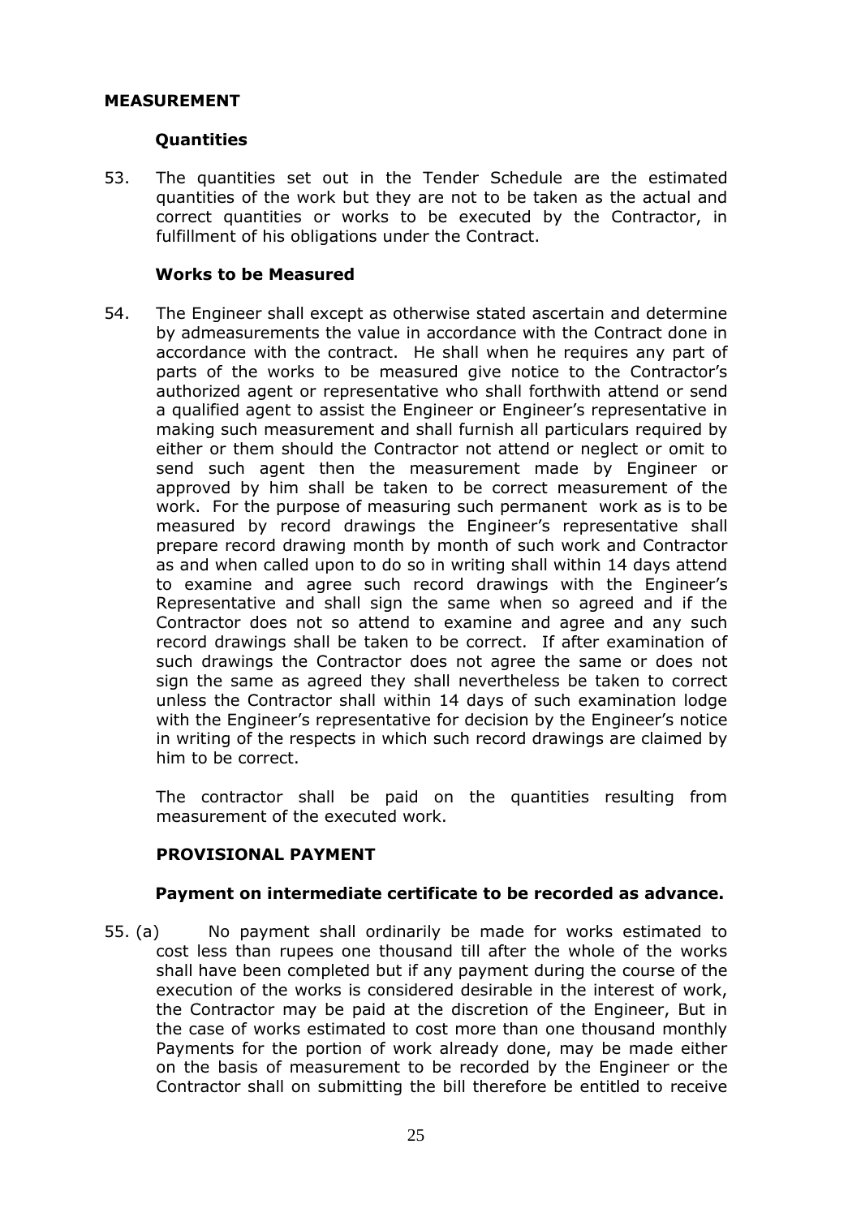## MEASUREMENT

### Quantities

53. The quantities set out in the Tender Schedule are the estimated quantities of the work but they are not to be taken as the actual and correct quantities or works to be executed by the Contractor, in fulfillment of his obligations under the Contract.

### Works to be Measured

54. The Engineer shall except as otherwise stated ascertain and determine by admeasurements the value in accordance with the Contract done in accordance with the contract. He shall when he requires any part of parts of the works to be measured give notice to the Contractor's authorized agent or representative who shall forthwith attend or send a qualified agent to assist the Engineer or Engineer's representative in making such measurement and shall furnish all particulars required by either or them should the Contractor not attend or neglect or omit to send such agent then the measurement made by Engineer or approved by him shall be taken to be correct measurement of the work. For the purpose of measuring such permanent work as is to be measured by record drawings the Engineer's representative shall prepare record drawing month by month of such work and Contractor as and when called upon to do so in writing shall within 14 days attend to examine and agree such record drawings with the Engineer's Representative and shall sign the same when so agreed and if the Contractor does not so attend to examine and agree and any such record drawings shall be taken to be correct. If after examination of such drawings the Contractor does not agree the same or does not sign the same as agreed they shall nevertheless be taken to correct unless the Contractor shall within 14 days of such examination lodge with the Engineer's representative for decision by the Engineer's notice in writing of the respects in which such record drawings are claimed by him to be correct.

    The contractor shall be paid on the quantities resulting from measurement of the executed work.

### PROVISIONAL PAYMENT

### Payment on intermediate certificate to be recorded as advance.

55. (a) No payment shall ordinarily be made for works estimated to cost less than rupees one thousand till after the whole of the works shall have been completed but if any payment during the course of the execution of the works is considered desirable in the interest of work, the Contractor may be paid at the discretion of the Engineer, But in the case of works estimated to cost more than one thousand monthly Payments for the portion of work already done, may be made either on the basis of measurement to be recorded by the Engineer or the Contractor shall on submitting the bill therefore be entitled to receive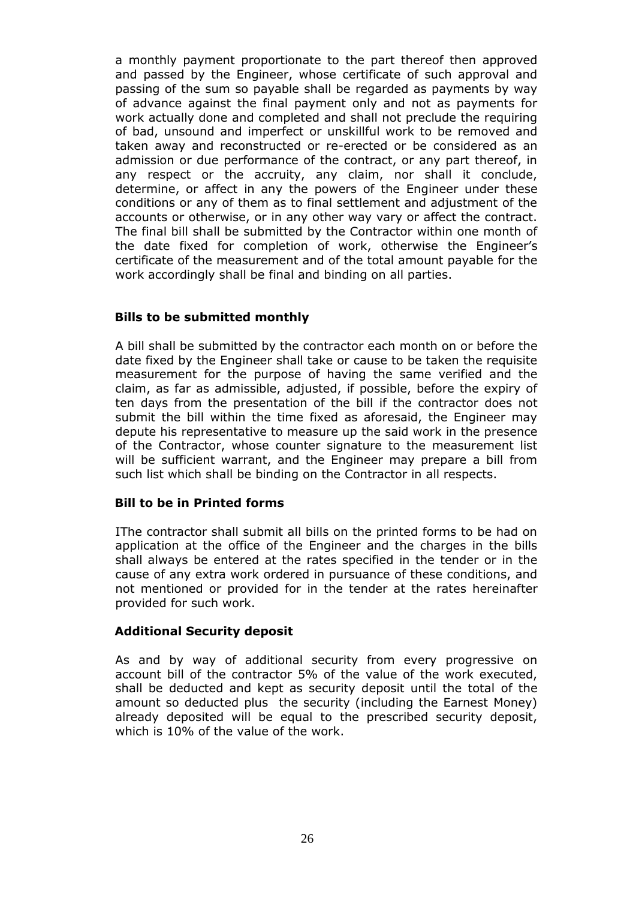a monthly payment proportionate to the part thereof then approved and passed by the Engineer, whose certificate of such approval and passing of the sum so payable shall be regarded as payments by way of advance against the final payment only and not as payments for work actually done and completed and shall not preclude the requiring of bad, unsound and imperfect or unskillful work to be removed and taken away and reconstructed or re-erected or be considered as an admission or due performance of the contract, or any part thereof, in any respect or the accruity, any claim, nor shall it conclude, determine, or affect in any the powers of the Engineer under these conditions or any of them as to final settlement and adjustment of the accounts or otherwise, or in any other way vary or affect the contract. The final bill shall be submitted by the Contractor within one month of the date fixed for completion of work, otherwise the Engineer's certificate of the measurement and of the total amount payable for the work accordingly shall be final and binding on all parties.

**Bills to be submitted monthly**

A bill shall be submitted by the contractor each month on or before the date fixed by the Engineer shall take or cause to be taken the requisite measurement for the purpose of having the same verified and the claim, as far as admissible, adjusted, if possible, before the expiry of ten days from the presentation of the bill if the contractor does not submit the bill within the time fixed as aforesaid, the Engineer may depute his representative to measure up the said work in the presence of the Contractor, whose counter signature to the measurement list will be sufficient warrant, and the Engineer may prepare a bill from such list which shall be binding on the Contractor in all respects.

**Bill to be in Printed forms**

IThe contractor shall submit all bills on the printed forms to be had on application at the office of the Engineer and the charges in the bills shall always be entered at the rates specified in the tender or in the cause of any extra work ordered in pursuance of these conditions, and not mentioned or provided for in the tender at the rates hereinafter provided for such work.

**Additional Security deposit**

As and by way of additional security from every progressive on account bill of the contractor 5% of the value of the work executed, shall be deducted and kept as security deposit until the total of the amount so deducted plus the security (including the Earnest Money) already deposited will be equal to the prescribed security deposit, which is 10% of the value of the work.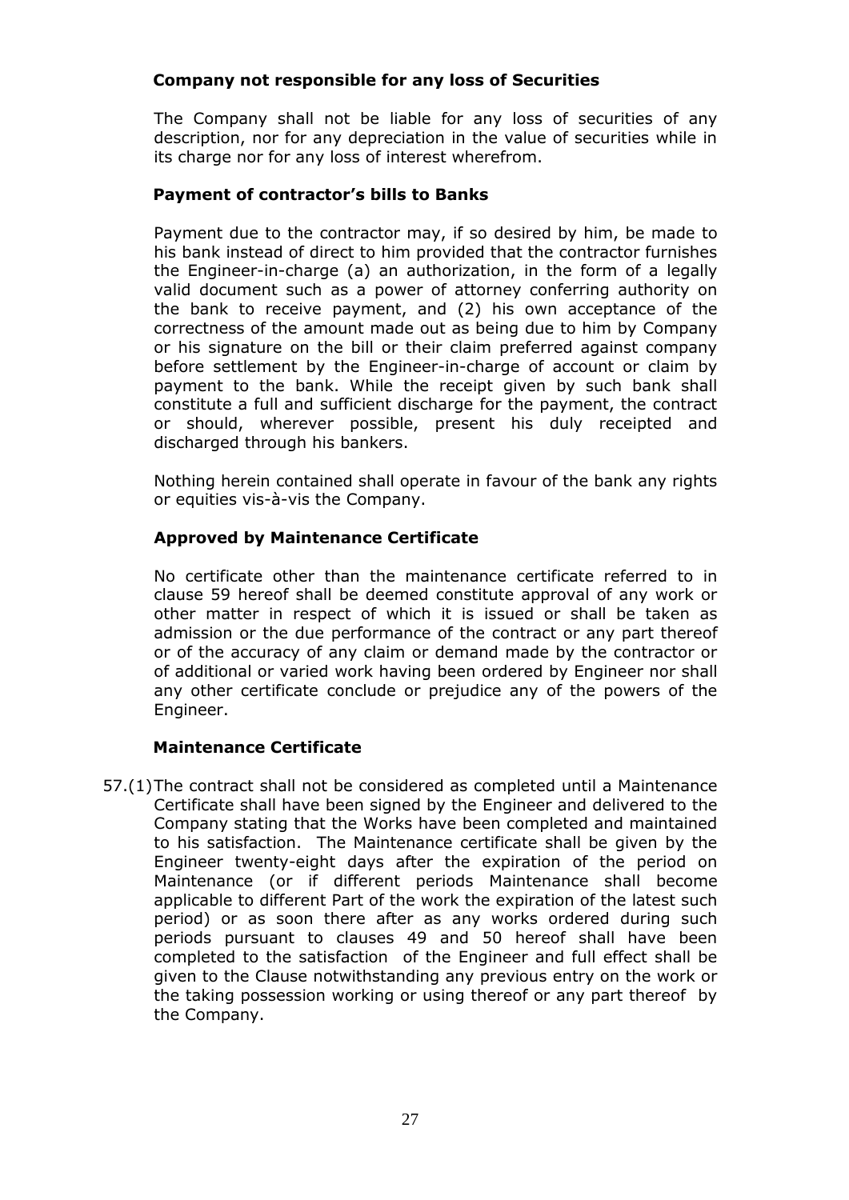**Company not responsible for any loss of Securities**

The Company shall not be liable for any loss of securities of any description, nor for any depreciation in the value of securities while in its charge nor for any loss of interest wherefrom.

**Payment of contractor's bills to Banks**

Payment due to the contractor may, if so desired by him, be made to his bank instead of direct to him provided that the contractor furnishes the Engineer-in-charge (a) an authorization, in the form of a legally valid document such as a power of attorney conferring authority on the bank to receive payment, and (2) his own acceptance of the correctness of the amount made out as being due to him by Company or his signature on the bill or their claim preferred against company before settlement by the Engineer-in-charge of account or claim by payment to the bank. While the receipt given by such bank shall constitute a full and sufficient discharge for the payment, the contract or should, wherever possible, present his duly receipted and discharged through his bankers.

Nothing herein contained shall operate in favour of the bank any rights or equities vis-à-vis the Company.

**Approved by Maintenance Certificate**

No certificate other than the maintenance certificate referred to in clause 59 hereof shall be deemed constitute approval of any work or other matter in respect of which it is issued or shall be taken as admission or the due performance of the contract or any part thereof or of the accuracy of any claim or demand made by the contractor or of additional or varied work having been ordered by Engineer nor shall any other certificate conclude or prejudice any of the powers of the Engineer.

**Maintenance Certificate**

57.(1) The contract shall not be considered as completed until a Maintenance Certificate shall have been signed by the Engineer and delivered to the Company stating that the Works have been completed and maintained to his satisfaction. The Maintenance certificate shall be given by the Engineer twenty-eight days after the expiration of the period on Maintenance (or if different periods Maintenance shall become applicable to different Part of the work the expiration of the latest such period) or as soon there after as any works ordered during such periods pursuant to clauses 49 and 50 hereof shall have been completed to the satisfaction of the Engineer and full effect shall be given to the Clause notwithstanding any previous entry on the work or the taking possession working or using thereof or any part thereof by the Company.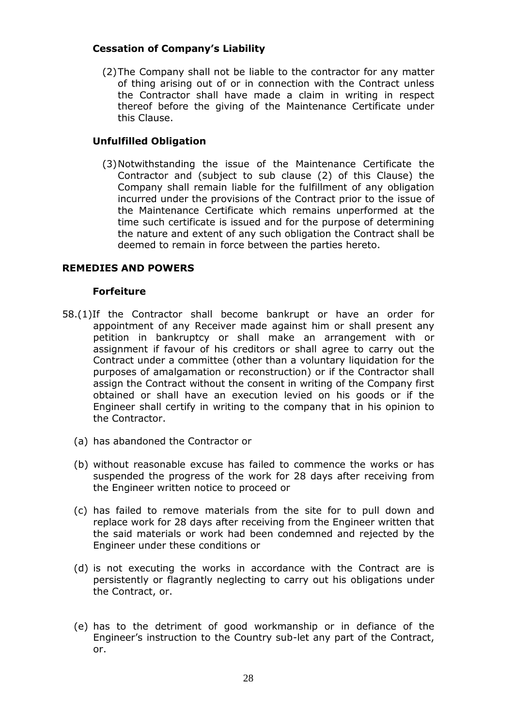**Cessation of Company's Liability**

(2) The Company shall not be liable to the contractor for any matter of thing arising out of or in connection with the Contract unless the Contractor shall have made a claim in writing in respect thereof before the giving of the Maintenance Certificate under this Clause.

**Unfulfilled Obligation**

(3) Notwithstanding the issue of the Maintenance Certificate the Contractor and (subject to sub clause (2) of this Clause) the Company shall remain liable for the fulfillment of any obligation incurred under the provisions of the Contract prior to the issue of the Maintenance Certificate which remains unperformed at the time such certificate is issued and for the purpose of determining the nature and extent of any such obligation the Contract shall be deemed to remain in force between the parties hereto.

**REMEDIES AND POWERS**

**Forfeiture**

58.(1) If the Contractor shall become bankrupt or have an order for appointment of any Receiver made against him or shall present any petition in bankruptcy or shall make an arrangement with or assignment if favour of his creditors or shall agree to carry out the Contract under a committee (other than a voluntary liquidation for the purposes of amalgamation or reconstruction) or if the Contractor shall assign the Contract without the consent in writing of the Company first obtained or shall have an execution levied on his goods or if the Engineer shall certify in writing to the company that in his opinion to the Contractor.

(a) has abandoned the Contractor or

(b) without reasonable excuse has failed to commence the works or has suspended the progress of the work for 28 days after receiving from the Engineer written notice to proceed or

(c) has failed to remove materials from the site for to pull down and replace work for 28 days after receiving from the Engineer written that the said materials or work had been condemned and rejected by the Engineer under these conditions or

(d) is not executing the works in accordance with the Contract are is persistently or flagrantly neglecting to carry out his obligations under the Contract, or.

(e) has to the detriment of good workmanship or in defiance of the Engineer's instruction to the Country sub-let any part of the Contract, or.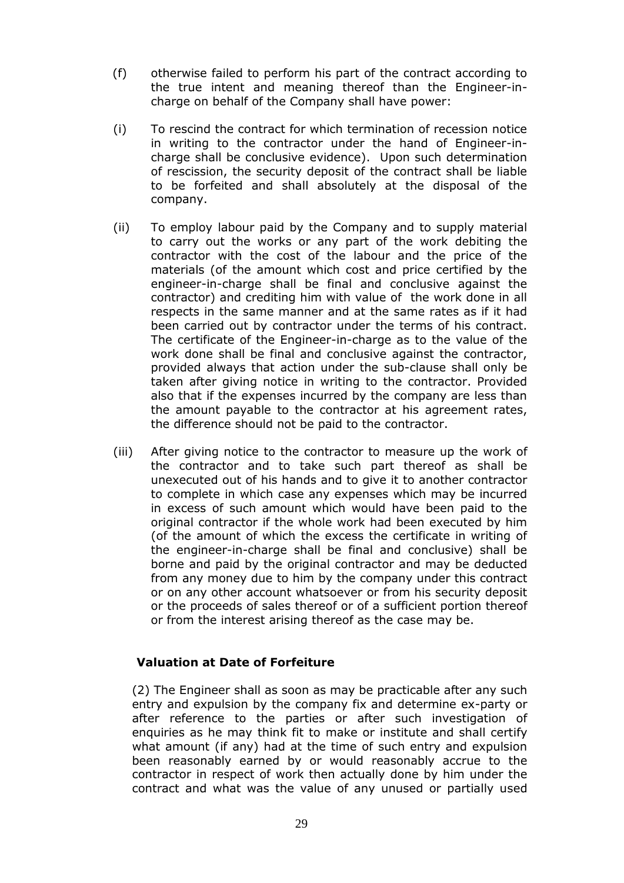(f) otherwise failed to perform his part of the contract according to the true intent and meaning thereof than the Engineer-in-charge on behalf of the Company shall have power:

(i) To rescind the contract for which termination of recession notice in writing to the contractor under the hand of Engineer-in-charge shall be conclusive evidence). Upon such determination of rescission, the security deposit of the contract shall be liable to be forfeited and shall absolutely at the disposal of the company.

(ii) To employ labour paid by the Company and to supply material to carry out the works or any part of the work debiting the contractor with the cost of the labour and the price of the materials (of the amount which cost and price certified by the engineer-in-charge shall be final and conclusive against the contractor) and crediting him with value of the work done in all respects in the same manner and at the same rates as if it had been carried out by contractor under the terms of his contract. The certificate of the Engineer-in-charge as to the value of the work done shall be final and conclusive against the contractor, provided always that action under the sub-clause shall only be taken after giving notice in writing to the contractor. Provided also that if the expenses incurred by the company are less than the amount payable to the contractor at his agreement rates, the difference should not be paid to the contractor.

(iii) After giving notice to the contractor to measure up the work of the contractor and to take such part thereof as shall be unexecuted out of his hands and to give it to another contractor to complete in which case any expenses which may be incurred in excess of such amount which would have been paid to the original contractor if the whole work had been executed by him (of the amount of which the excess the certificate in writing of the engineer-in-charge shall be final and conclusive) shall be borne and paid by the original contractor and may be deducted from any money due to him by the company under this contract or on any other account whatsoever or from his security deposit or the proceeds of sales thereof or of a sufficient portion thereof or from the interest arising thereof as the case may be.

**Valuation at Date of Forfeiture**

(2) The Engineer shall as soon as may be practicable after any such entry and expulsion by the company fix and determine ex-party or after reference to the parties or after such investigation of enquiries as he may think fit to make or institute and shall certify what amount (if any) had at the time of such entry and expulsion been reasonably earned by or would reasonably accrue to the contractor in respect of work then actually done by him under the contract and what was the value of any unused or partially used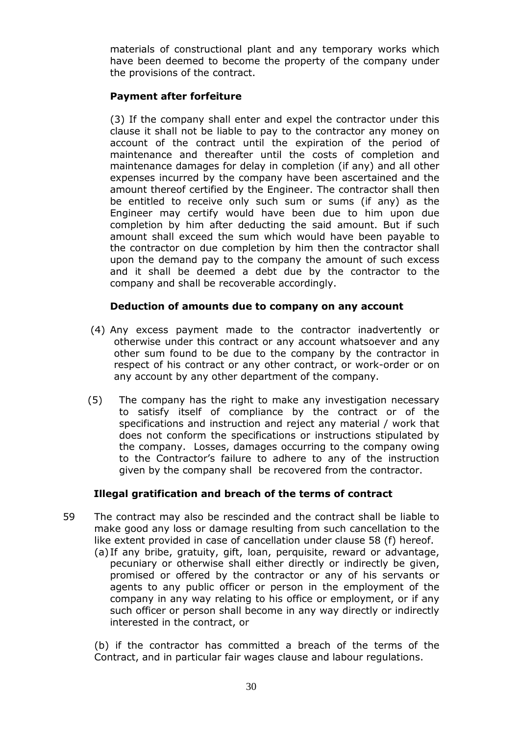materials of constructional plant and any temporary works which have been deemed to become the property of the company under the provisions of the contract.

**Payment after forfeiture**

(3) If the company shall enter and expel the contractor under this clause it shall not be liable to pay to the contractor any money on account of the contract until the expiration of the period of maintenance and thereafter until the costs of completion and maintenance damages for delay in completion (if any) and all other expenses incurred by the company have been ascertained and the amount thereof certified by the Engineer. The contractor shall then be entitled to receive only such sum or sums (if any) as the Engineer may certify would have been due to him upon due completion by him after deducting the said amount. But if such amount shall exceed the sum which would have been payable to the contractor on due completion by him then the contractor shall upon the demand pay to the company the amount of such excess and it shall be deemed a debt due by the contractor to the company and shall be recoverable accordingly.

**Deduction of amounts due to company on any account**

(4) Any excess payment made to the contractor inadvertently or otherwise under this contract or any account whatsoever and any other sum found to be due to the company by the contractor in respect of his contract or any other contract, or work-order or on any account by any other department of the company.

(5) The company has the right to make any investigation necessary to satisfy itself of compliance by the contract or of the specifications and instruction and reject any material / work that does not conform the specifications or instructions stipulated by the company. Losses, damages occurring to the company owing to the Contractor's failure to adhere to any of the instruction given by the company shall be recovered from the contractor.

**Illegal gratification and breach of the terms of contract**

59 The contract may also be rescinded and the contract shall be liable to make good any loss or damage resulting from such cancellation to the like extent provided in case of cancellation under clause 58 (f) hereof.

(a) If any bribe, gratuity, gift, loan, perquisite, reward or advantage, pecuniary or otherwise shall either directly or indirectly be given, promised or offered by the contractor or any of his servants or agents to any public officer or person in the employment of the company in any way relating to his office or employment, or if any such officer or person shall become in any way directly or indirectly interested in the contract, or

(b) if the contractor has committed a breach of the terms of the Contract, and in particular fair wages clause and labour regulations.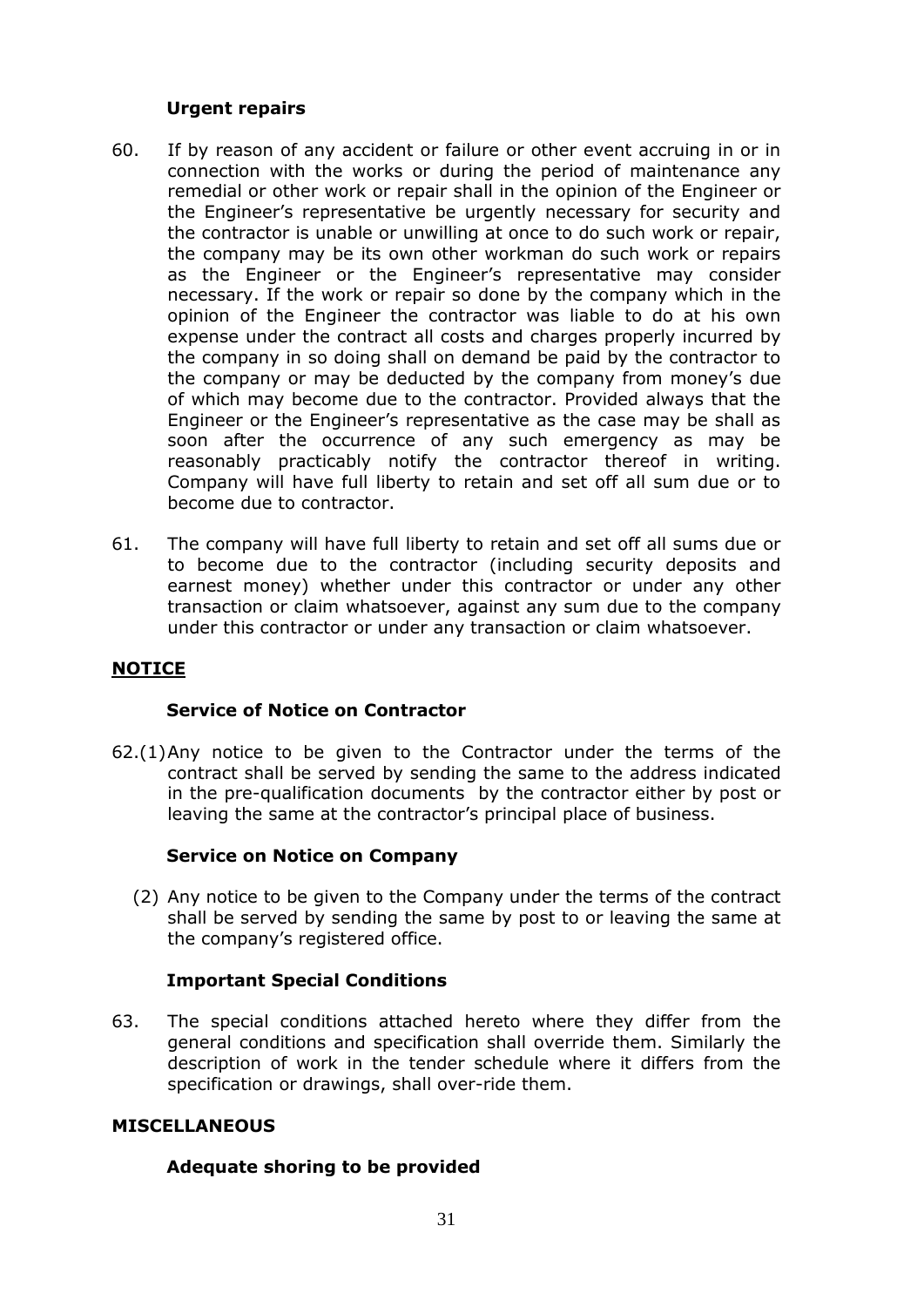**Urgent repairs**

60. If by reason of any accident or failure or other event accruing in or in connection with the works or during the period of maintenance any remedial or other work or repair shall in the opinion of the Engineer or the Engineer's representative be urgently necessary for security and the contractor is unable or unwilling at once to do such work or repair, the company may be its own other workman do such work or repairs as the Engineer or the Engineer's representative may consider necessary. If the work or repair so done by the company which in the opinion of the Engineer the contractor was liable to do at his own expense under the contract all costs and charges properly incurred by the company in so doing shall on demand be paid by the contractor to the company or may be deducted by the company from money's due of which may become due to the contractor. Provided always that the Engineer or the Engineer's representative as the case may be shall as soon after the occurrence of any such emergency as may be reasonably practicably notify the contractor thereof in writing. Company will have full liberty to retain and set off all sum due or to become due to contractor.

61. The company will have full liberty to retain and set off all sums due or to become due to the contractor (including security deposits and earnest money) whether under this contractor or under any other transaction or claim whatsoever, against any sum due to the company under this contractor or under any transaction or claim whatsoever.

## NOTICE

**Service of Notice on Contractor**

62.(1) Any notice to be given to the Contractor under the terms of the contract shall be served by sending the same to the address indicated in the pre-qualification documents by the contractor either by post or leaving the same at the contractor's principal place of business.

**Service on Notice on Company**

(2) Any notice to be given to the Company under the terms of the contract shall be served by sending the same by post to or leaving the same at the company's registered office.

**Important Special Conditions**

63. The special conditions attached hereto where they differ from the general conditions and specification shall override them. Similarly the description of work in the tender schedule where it differs from the specification or drawings, shall over-ride them.

## MISCELLANEOUS

**Adequate shoring to be provided**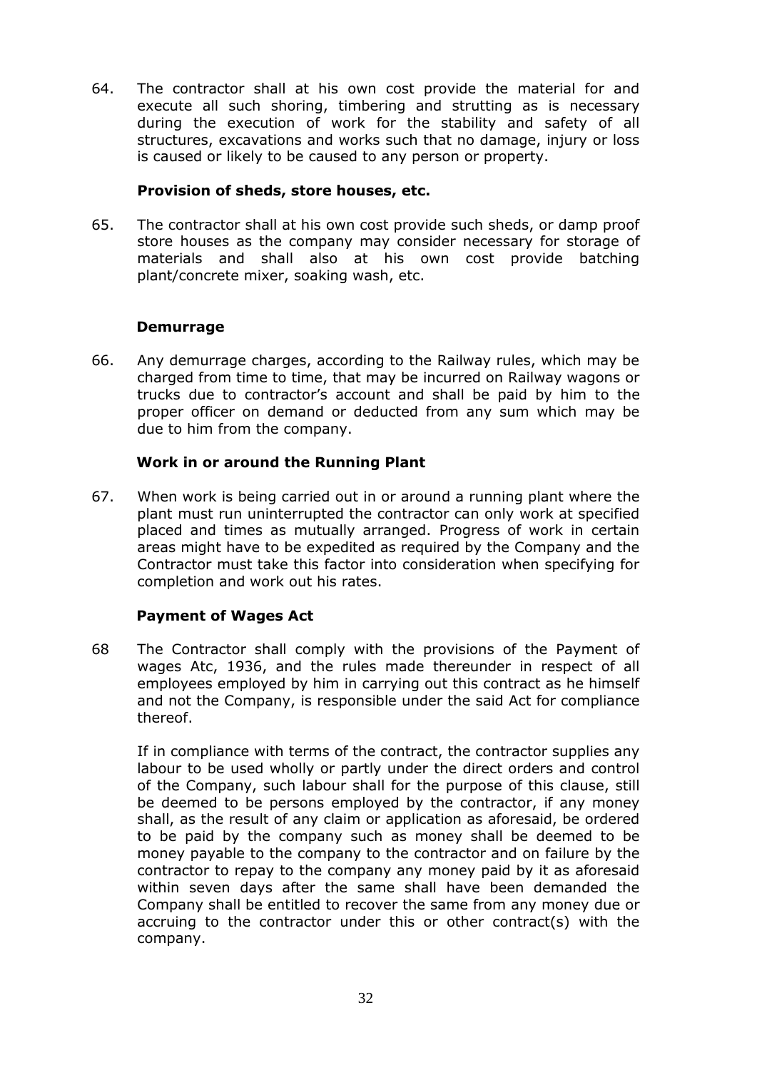64. The contractor shall at his own cost provide the material for and execute all such shoring, timbering and strutting as is necessary during the execution of work for the stability and safety of all structures, excavations and works such that no damage, injury or loss is caused or likely to be caused to any person or property.

**Provision of sheds, store houses, etc.**

65. The contractor shall at his own cost provide such sheds, or damp proof store houses as the company may consider necessary for storage of materials and shall also at his own cost provide batching plant/concrete mixer, soaking wash, etc.

**Demurrage**

66. Any demurrage charges, according to the Railway rules, which may be charged from time to time, that may be incurred on Railway wagons or trucks due to contractor's account and shall be paid by him to the proper officer on demand or deducted from any sum which may be due to him from the company.

**Work in or around the Running Plant**

67. When work is being carried out in or around a running plant where the plant must run uninterrupted the contractor can only work at specified placed and times as mutually arranged. Progress of work in certain areas might have to be expedited as required by the Company and the Contractor must take this factor into consideration when specifying for completion and work out his rates.

**Payment of Wages Act**

68 The Contractor shall comply with the provisions of the Payment of wages Atc, 1936, and the rules made thereunder in respect of all employees employed by him in carrying out this contract as he himself and not the Company, is responsible under the said Act for compliance thereof.

If in compliance with terms of the contract, the contractor supplies any labour to be used wholly or partly under the direct orders and control of the Company, such labour shall for the purpose of this clause, still be deemed to be persons employed by the contractor, if any money shall, as the result of any claim or application as aforesaid, be ordered to be paid by the company such as money shall be deemed to be money payable to the company to the contractor and on failure by the contractor to repay to the company any money paid by it as aforesaid within seven days after the same shall have been demanded the Company shall be entitled to recover the same from any money due or accruing to the contractor under this or other contract(s) with the company.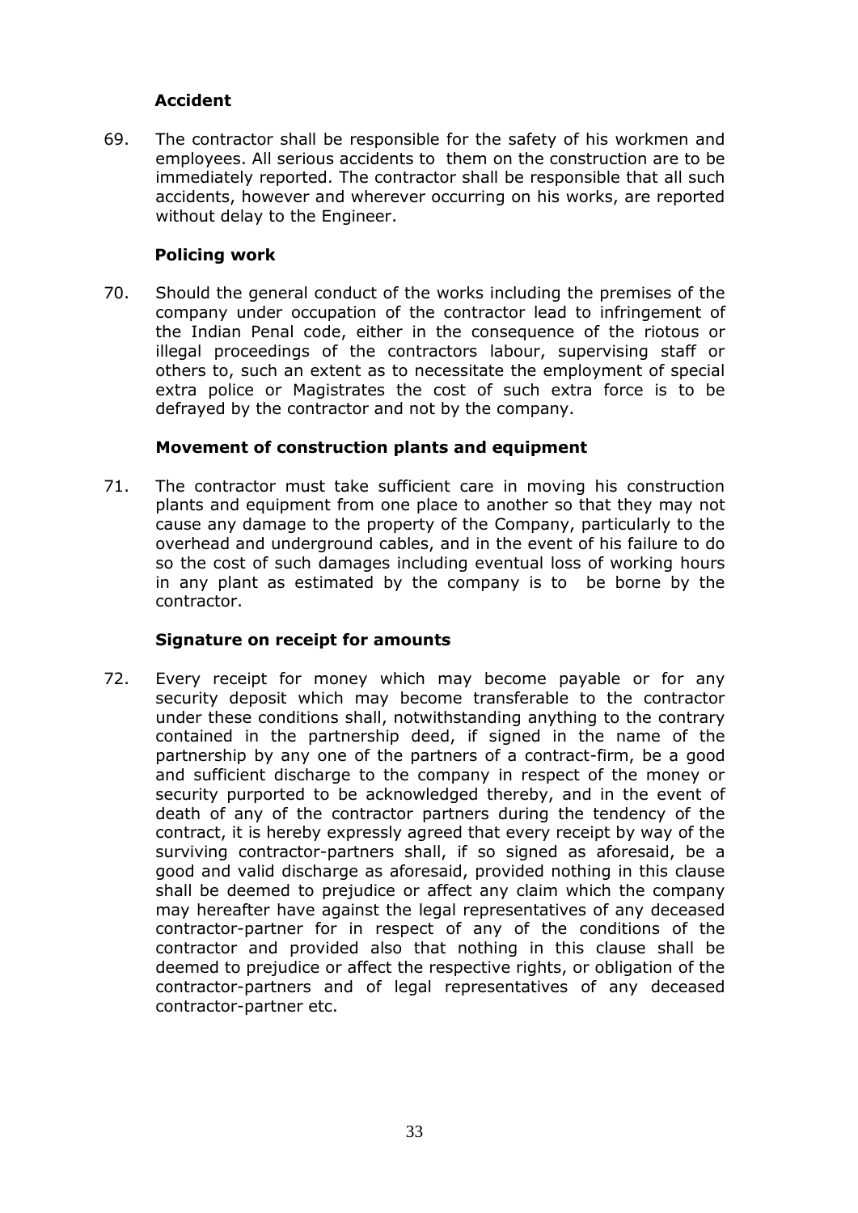**Accident**

69. The contractor shall be responsible for the safety of his workmen and employees. All serious accidents to them on the construction are to be immediately reported. The contractor shall be responsible that all such accidents, however and wherever occurring on his works, are reported without delay to the Engineer.

**Policing work**

70. Should the general conduct of the works including the premises of the company under occupation of the contractor lead to infringement of the Indian Penal code, either in the consequence of the riotous or illegal proceedings of the contractors labour, supervising staff or others to, such an extent as to necessitate the employment of special extra police or Magistrates the cost of such extra force is to be defrayed by the contractor and not by the company.

**Movement of construction plants and equipment**

71. The contractor must take sufficient care in moving his construction plants and equipment from one place to another so that they may not cause any damage to the property of the Company, particularly to the overhead and underground cables, and in the event of his failure to do so the cost of such damages including eventual loss of working hours in any plant as estimated by the company is to be borne by the contractor.

**Signature on receipt for amounts**

72. Every receipt for money which may become payable or for any security deposit which may become transferable to the contractor under these conditions shall, notwithstanding anything to the contrary contained in the partnership deed, if signed in the name of the partnership by any one of the partners of a contract-firm, be a good and sufficient discharge to the company in respect of the money or security purported to be acknowledged thereby, and in the event of death of any of the contractor partners during the tendency of the contract, it is hereby expressly agreed that every receipt by way of the surviving contractor-partners shall, if so signed as aforesaid, be a good and valid discharge as aforesaid, provided nothing in this clause shall be deemed to prejudice or affect any claim which the company may hereafter have against the legal representatives of any deceased contractor-partner for in respect of any of the conditions of the contractor and provided also that nothing in this clause shall be deemed to prejudice or affect the respective rights, or obligation of the contractor-partners and of legal representatives of any deceased contractor-partner etc.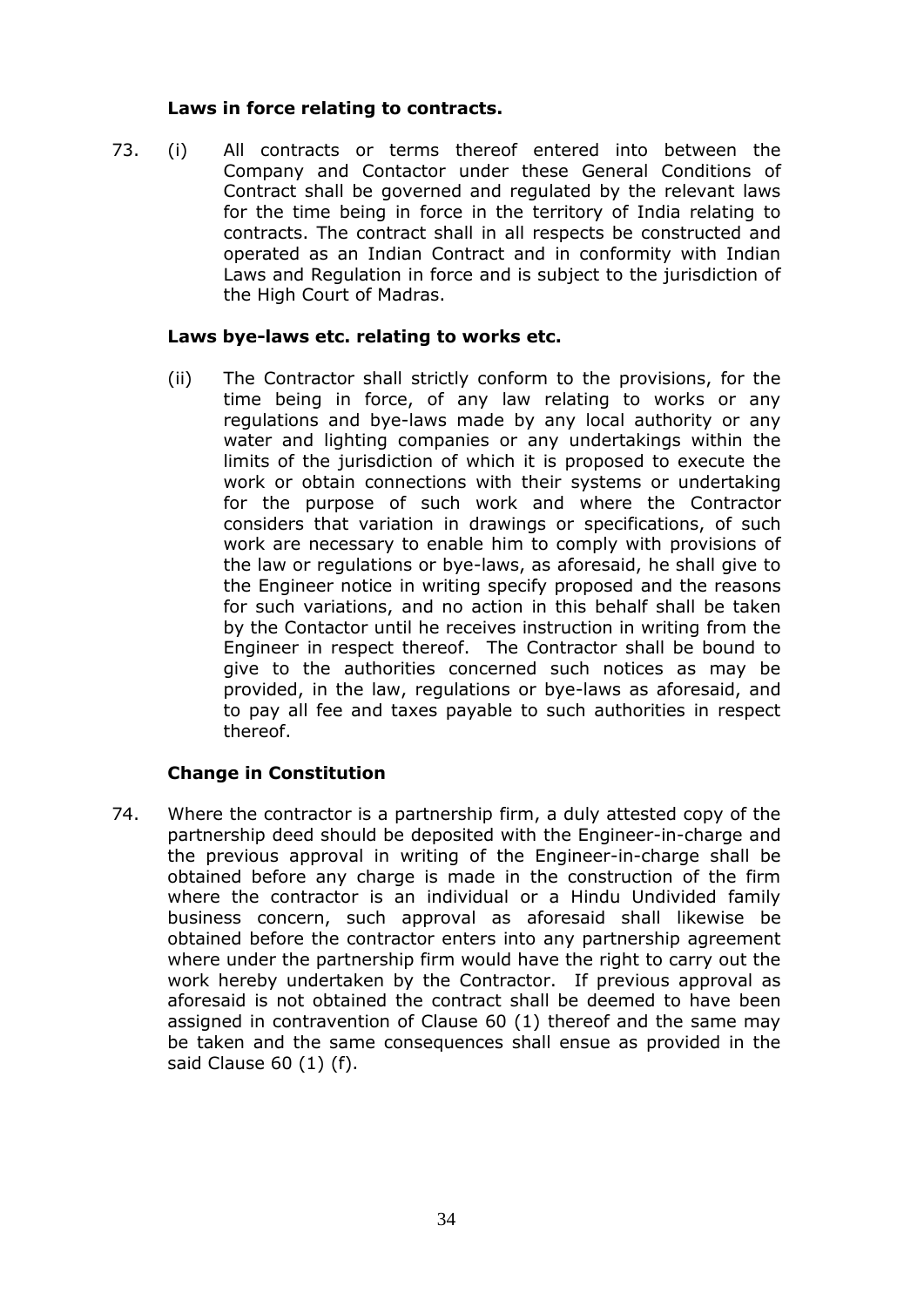**Laws in force relating to contracts.**

73. (i) All contracts or terms thereof entered into between the Company and Contactor under these General Conditions of Contract shall be governed and regulated by the relevant laws for the time being in force in the territory of India relating to contracts. The contract shall in all respects be constructed and operated as an Indian Contract and in conformity with Indian Laws and Regulation in force and is subject to the jurisdiction of the High Court of Madras.

**Laws bye-laws etc. relating to works etc.**

(ii) The Contractor shall strictly conform to the provisions, for the time being in force, of any law relating to works or any regulations and bye-laws made by any local authority or any water and lighting companies or any undertakings within the limits of the jurisdiction of which it is proposed to execute the work or obtain connections with their systems or undertaking for the purpose of such work and where the Contractor considers that variation in drawings or specifications, of such work are necessary to enable him to comply with provisions of the law or regulations or bye-laws, as aforesaid, he shall give to the Engineer notice in writing specify proposed and the reasons for such variations, and no action in this behalf shall be taken by the Contactor until he receives instruction in writing from the Engineer in respect thereof. The Contractor shall be bound to give to the authorities concerned such notices as may be provided, in the law, regulations or bye-laws as aforesaid, and to pay all fee and taxes payable to such authorities in respect thereof.

**Change in Constitution**

74. Where the contractor is a partnership firm, a duly attested copy of the partnership deed should be deposited with the Engineer-in-charge and the previous approval in writing of the Engineer-in-charge shall be obtained before any charge is made in the construction of the firm where the contractor is an individual or a Hindu Undivided family business concern, such approval as aforesaid shall likewise be obtained before the contractor enters into any partnership agreement where under the partnership firm would have the right to carry out the work hereby undertaken by the Contractor. If previous approval as aforesaid is not obtained the contract shall be deemed to have been assigned in contravention of Clause 60 (1) thereof and the same may be taken and the same consequences shall ensue as provided in the said Clause 60 (1) (f).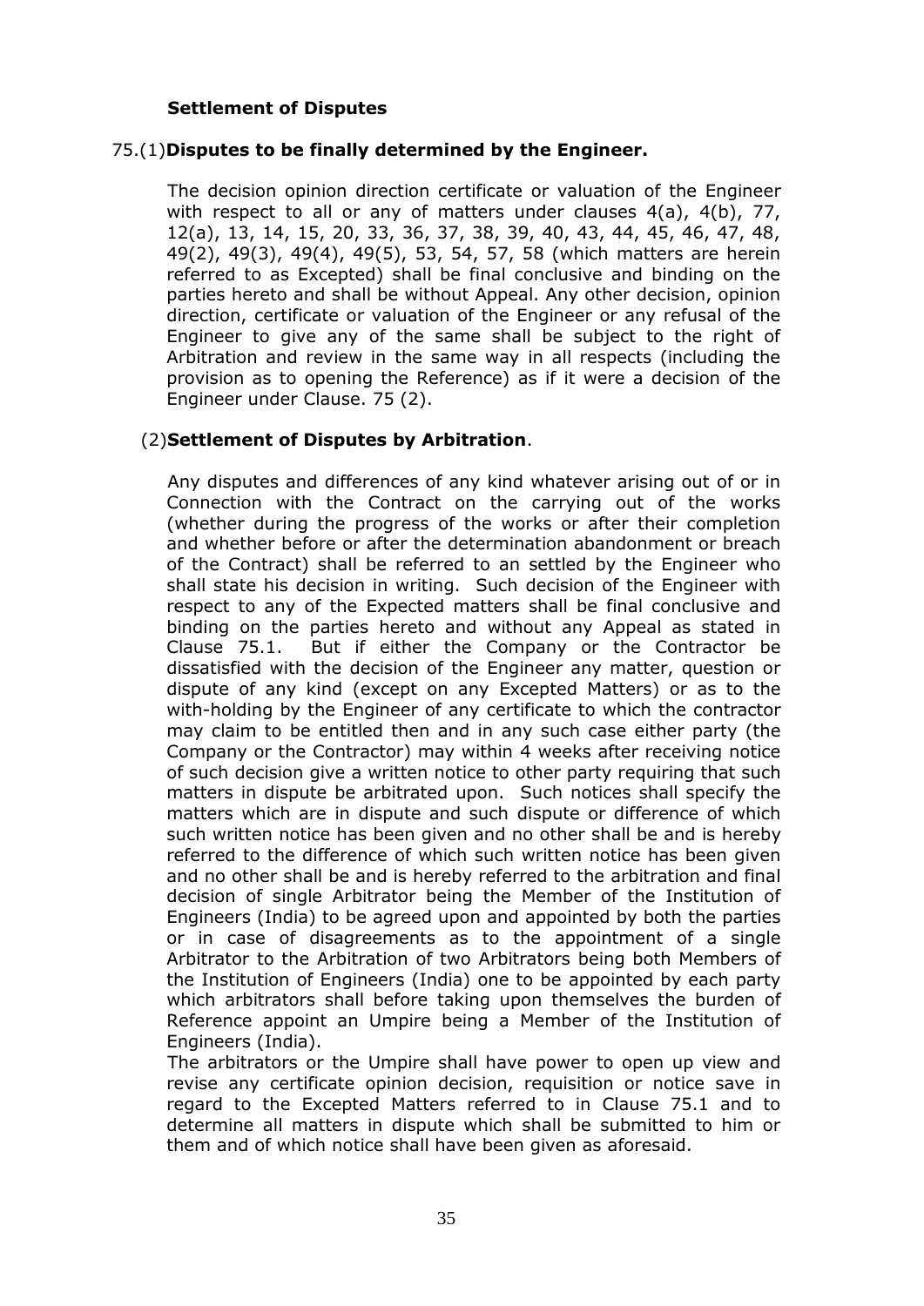**Settlement of Disputes**

75.(1)**Disputes to be finally determined by the Engineer.**

The decision opinion direction certificate or valuation of the Engineer with respect to all or any of matters under clauses 4(a), 4(b), 77, 12(a), 13, 14, 15, 20, 33, 36, 37, 38, 39, 40, 43, 44, 45, 46, 47, 48, 49(2), 49(3), 49(4), 49(5), 53, 54, 57, 58 (which matters are herein referred to as Excepted) shall be final conclusive and binding on the parties hereto and shall be without Appeal. Any other decision, opinion direction, certificate or valuation of the Engineer or any refusal of the Engineer to give any of the same shall be subject to the right of Arbitration and review in the same way in all respects (including the provision as to opening the Reference) as if it were a decision of the Engineer under Clause. 75 (2).

(2)**Settlement of Disputes by Arbitration**.

Any disputes and differences of any kind whatever arising out of or in Connection with the Contract on the carrying out of the works (whether during the progress of the works or after their completion and whether before or after the determination abandonment or breach of the Contract) shall be referred to an settled by the Engineer who shall state his decision in writing. Such decision of the Engineer with respect to any of the Expected matters shall be final conclusive and binding on the parties hereto and without any Appeal as stated in Clause 75.1. But if either the Company or the Contractor be dissatisfied with the decision of the Engineer any matter, question or dispute of any kind (except on any Excepted Matters) or as to the with-holding by the Engineer of any certificate to which the contractor may claim to be entitled then and in any such case either party (the Company or the Contractor) may within 4 weeks after receiving notice of such decision give a written notice to other party requiring that such matters in dispute be arbitrated upon. Such notices shall specify the matters which are in dispute and such dispute or difference of which such written notice has been given and no other shall be and is hereby referred to the difference of which such written notice has been given and no other shall be and is hereby referred to the arbitration and final decision of single Arbitrator being the Member of the Institution of Engineers (India) to be agreed upon and appointed by both the parties or in case of disagreements as to the appointment of a single Arbitrator to the Arbitration of two Arbitrators being both Members of the Institution of Engineers (India) one to be appointed by each party which arbitrators shall before taking upon themselves the burden of Reference appoint an Umpire being a Member of the Institution of Engineers (India).

The arbitrators or the Umpire shall have power to open up view and revise any certificate opinion decision, requisition or notice save in regard to the Excepted Matters referred to in Clause 75.1 and to determine all matters in dispute which shall be submitted to him or them and of which notice shall have been given as aforesaid.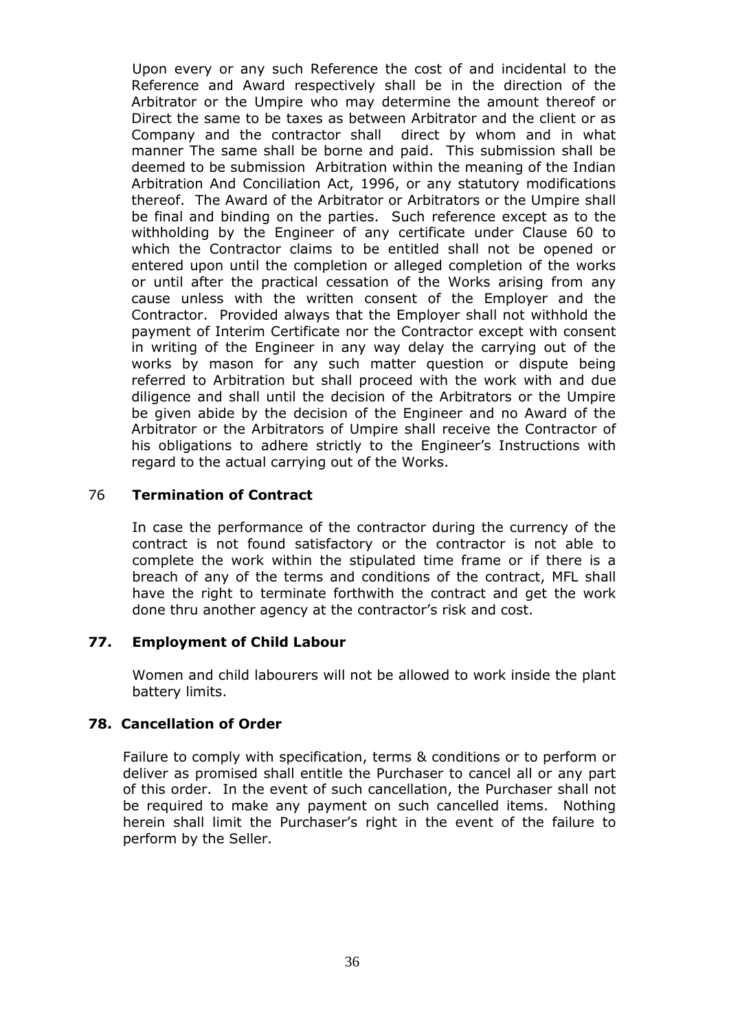Upon every or any such Reference the cost of and incidental to the Reference and Award respectively shall be in the direction of the Arbitrator or the Umpire who may determine the amount thereof or Direct the same to be taxes as between Arbitrator and the client or as Company and the contractor shall direct by whom and in what manner The same shall be borne and paid. This submission shall be deemed to be submission Arbitration within the meaning of the Indian Arbitration And Conciliation Act, 1996, or any statutory modifications thereof. The Award of the Arbitrator or Arbitrators or the Umpire shall be final and binding on the parties. Such reference except as to the withholding by the Engineer of any certificate under Clause 60 to which the Contractor claims to be entitled shall not be opened or entered upon until the completion or alleged completion of the works or until after the practical cessation of the Works arising from any cause unless with the written consent of the Employer and the Contractor. Provided always that the Employer shall not withhold the payment of Interim Certificate nor the Contractor except with consent in writing of the Engineer in any way delay the carrying out of the works by mason for any such matter question or dispute being referred to Arbitration but shall proceed with the work with and due diligence and shall until the decision of the Arbitrators or the Umpire be given abide by the decision of the Engineer and no Award of the Arbitrator or the Arbitrators of Umpire shall receive the Contractor of his obligations to adhere strictly to the Engineer's Instructions with regard to the actual carrying out of the Works.

## 76 Termination of Contract

In case the performance of the contractor during the currency of the contract is not found satisfactory or the contractor is not able to complete the work within the stipulated time frame or if there is a breach of any of the terms and conditions of the contract, MFL shall have the right to terminate forthwith the contract and get the work done thru another agency at the contractor's risk and cost.

## 77. Employment of Child Labour

Women and child labourers will not be allowed to work inside the plant battery limits.

## 78. Cancellation of Order

Failure to comply with specification, terms & conditions or to perform or deliver as promised shall entitle the Purchaser to cancel all or any part of this order. In the event of such cancellation, the Purchaser shall not be required to make any payment on such cancelled items. Nothing herein shall limit the Purchaser's right in the event of the failure to perform by the Seller.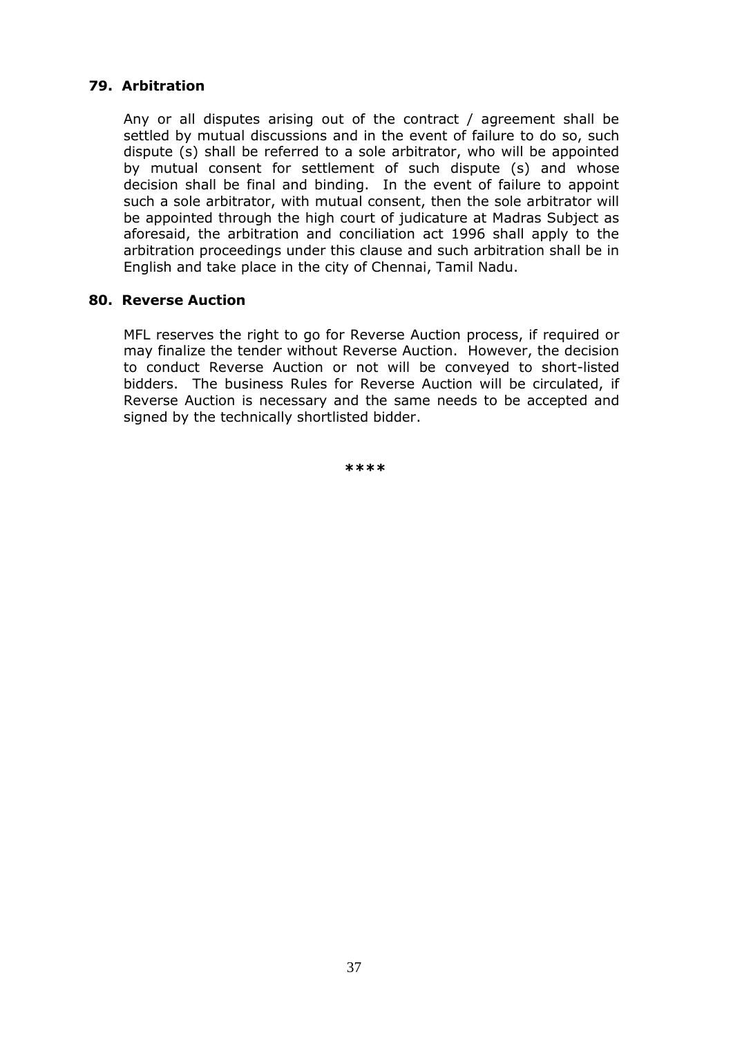## 79. Arbitration

Any or all disputes arising out of the contract / agreement shall be settled by mutual discussions and in the event of failure to do so, such dispute (s) shall be referred to a sole arbitrator, who will be appointed by mutual consent for settlement of such dispute (s) and whose decision shall be final and binding. In the event of failure to appoint such a sole arbitrator, with mutual consent, then the sole arbitrator will be appointed through the high court of judicature at Madras Subject as aforesaid, the arbitration and conciliation act 1996 shall apply to the arbitration proceedings under this clause and such arbitration shall be in English and take place in the city of Chennai, Tamil Nadu.

## 80. Reverse Auction

MFL reserves the right to go for Reverse Auction process, if required or may finalize the tender without Reverse Auction. However, the decision to conduct Reverse Auction or not will be conveyed to short-listed bidders. The business Rules for Reverse Auction will be circulated, if Reverse Auction is necessary and the same needs to be accepted and signed by the technically shortlisted bidder.

****